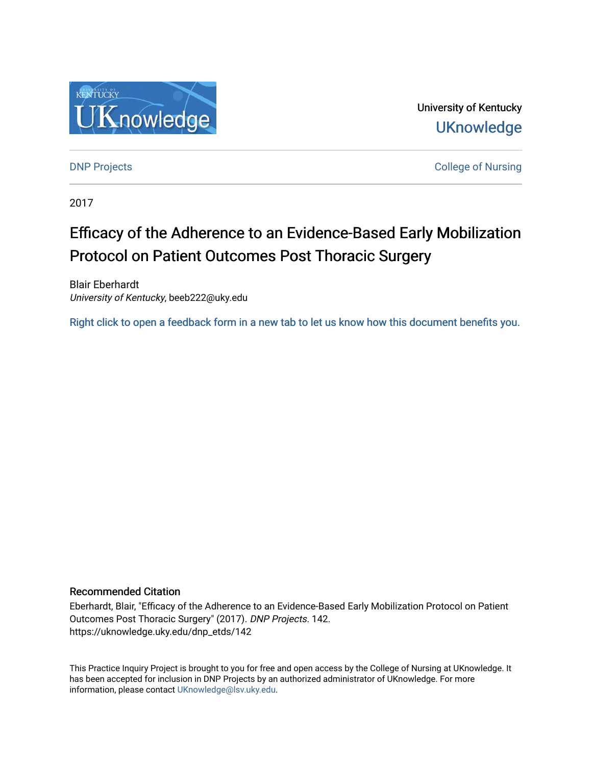University of Kentucky

UKnowledge

DNP Projects

College of Nursing

2017

# Efficacy of the Adherence to an Evidence-Based Early Mobilization Protocol on Patient Outcomes Post Thoracic Surgery

Blair Eberhardt
*University of Kentucky*, beeb222@uky.edu

Right click to open a feedback form in a new tab to let us know how this document benefits you.

## Recommended Citation

Eberhardt, Blair, "Efficacy of the Adherence to an Evidence-Based Early Mobilization Protocol on Patient Outcomes Post Thoracic Surgery" (2017). *DNP Projects*. 142.
https://uknowledge.uky.edu/dnp_etds/142

This Practice Inquiry Project is brought to you for free and open access by the College of Nursing at UKnowledge. It has been accepted for inclusion in DNP Projects by an authorized administrator of UKnowledge. For more information, please contact UKnowledge@lsv.uky.edu.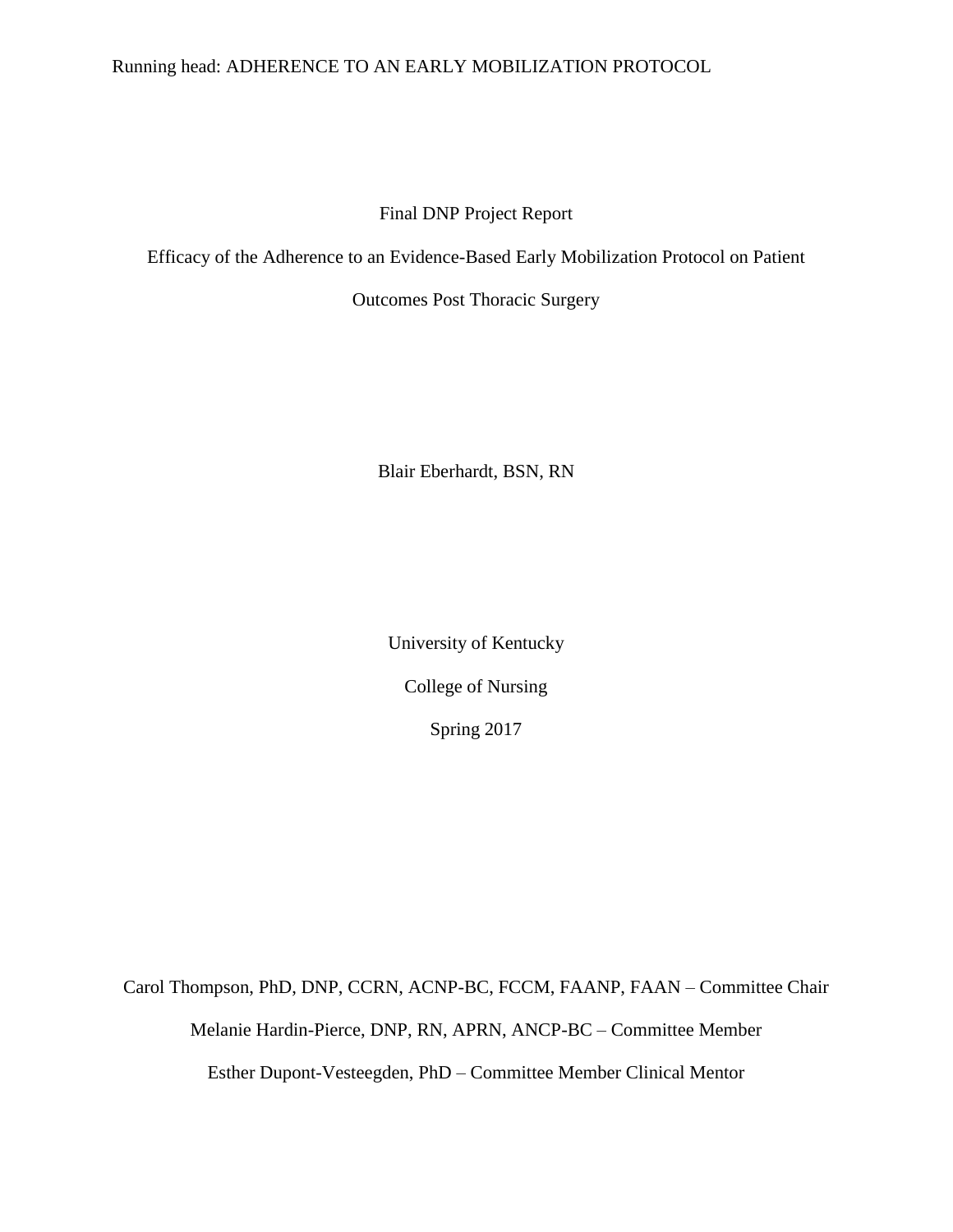Final DNP Project Report

Efficacy of the Adherence to an Evidence-Based Early Mobilization Protocol on Patient Outcomes Post Thoracic Surgery

Blair Eberhardt, BSN, RN

University of Kentucky

College of Nursing

Spring 2017

Carol Thompson, PhD, DNP, CCRN, ACNP-BC, FCCM, FAANP, FAAN – Committee Chair

Melanie Hardin-Pierce, DNP, RN, APRN, ANCP-BC – Committee Member

Esther Dupont-Vesteegden, PhD – Committee Member Clinical Mentor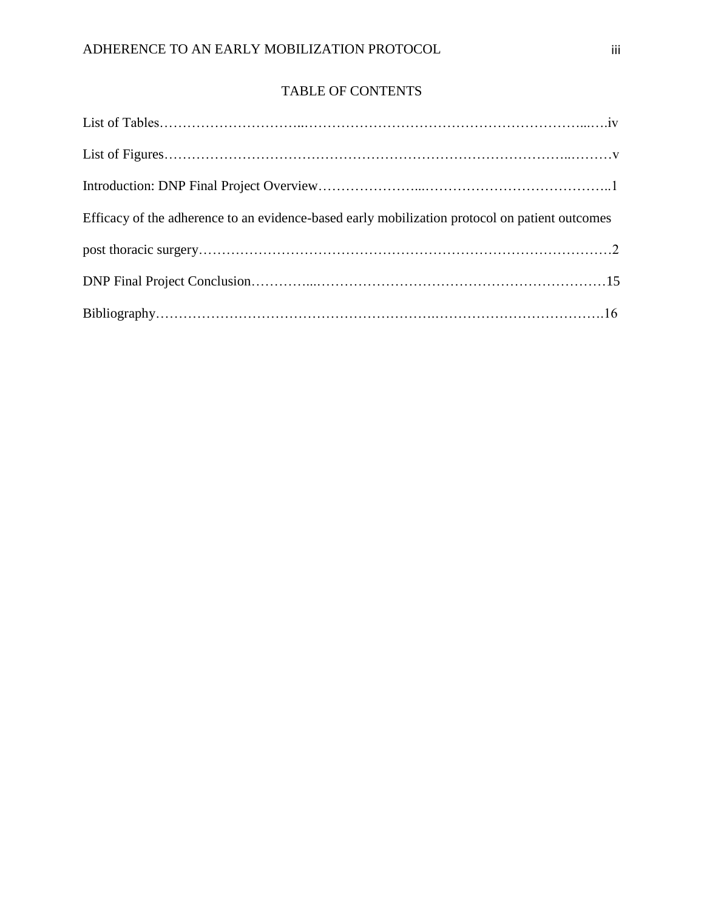# TABLE OF CONTENTS

List of Tables……………………………..……………………………………………………...….iv

List of Figures…………………………………………………………………………..………v

Introduction: DNP Final Project Overview…………………...…………………………………..1

Efficacy of the adherence to an evidence-based early mobilization protocol on patient outcomes post thoracic surgery……………………………………………………………………………2

DNP Final Project Conclusion…………...………………………………………………………15

Bibliography…………………………………………………..……………………………….16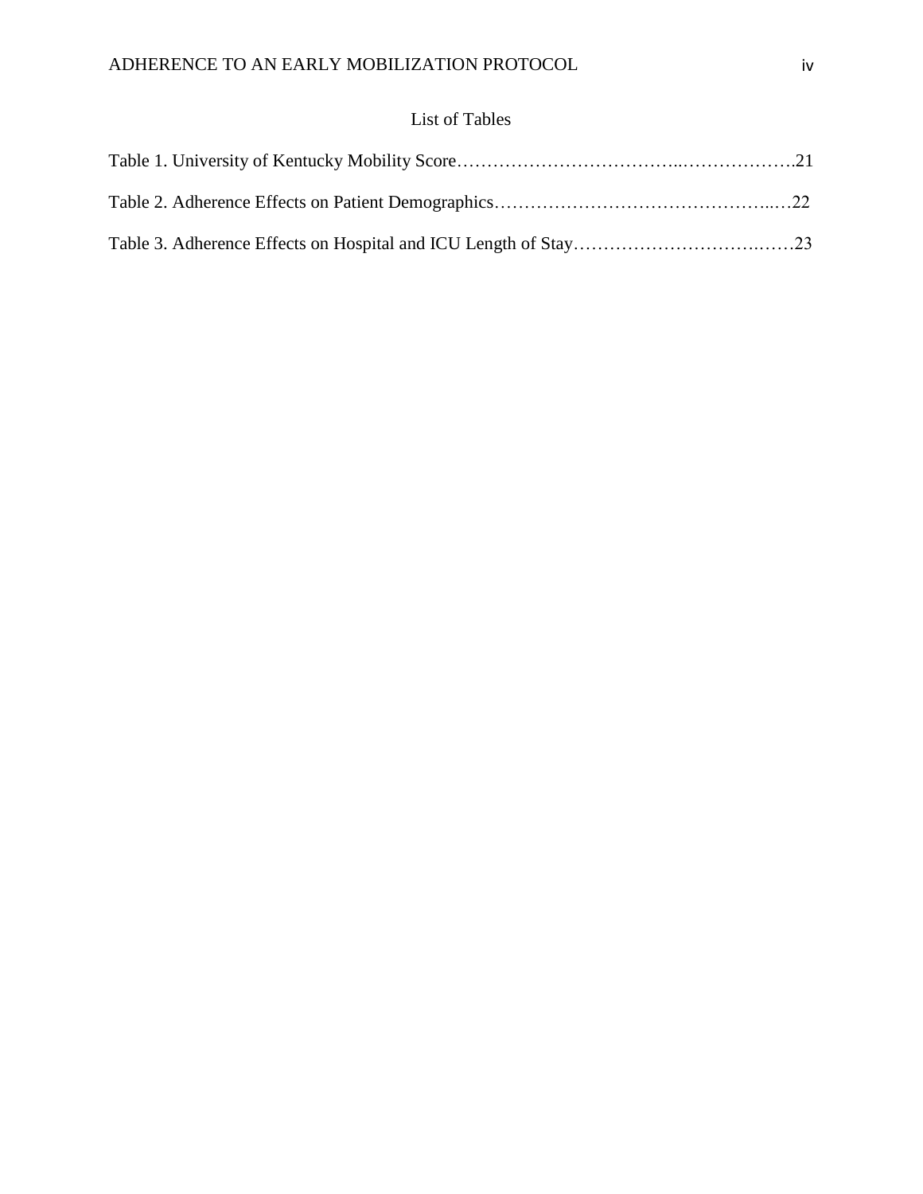# List of Tables

Table 1. University of Kentucky Mobility Score……………………………..……………….21

Table 2. Adherence Effects on Patient Demographics………………………………………..…22

Table 3. Adherence Effects on Hospital and ICU Length of Stay……………………….……23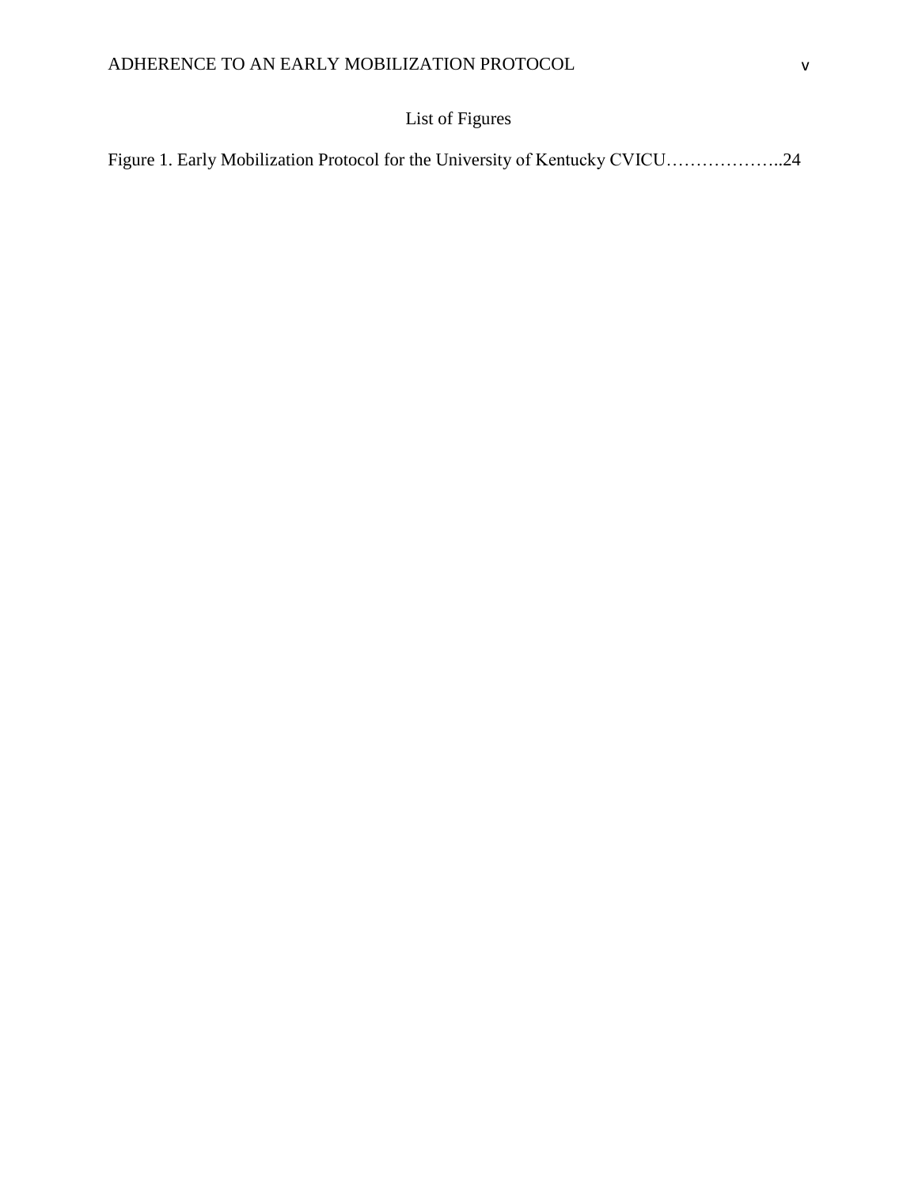# List of Figures

Figure 1. Early Mobilization Protocol for the University of Kentucky CVICU………………..24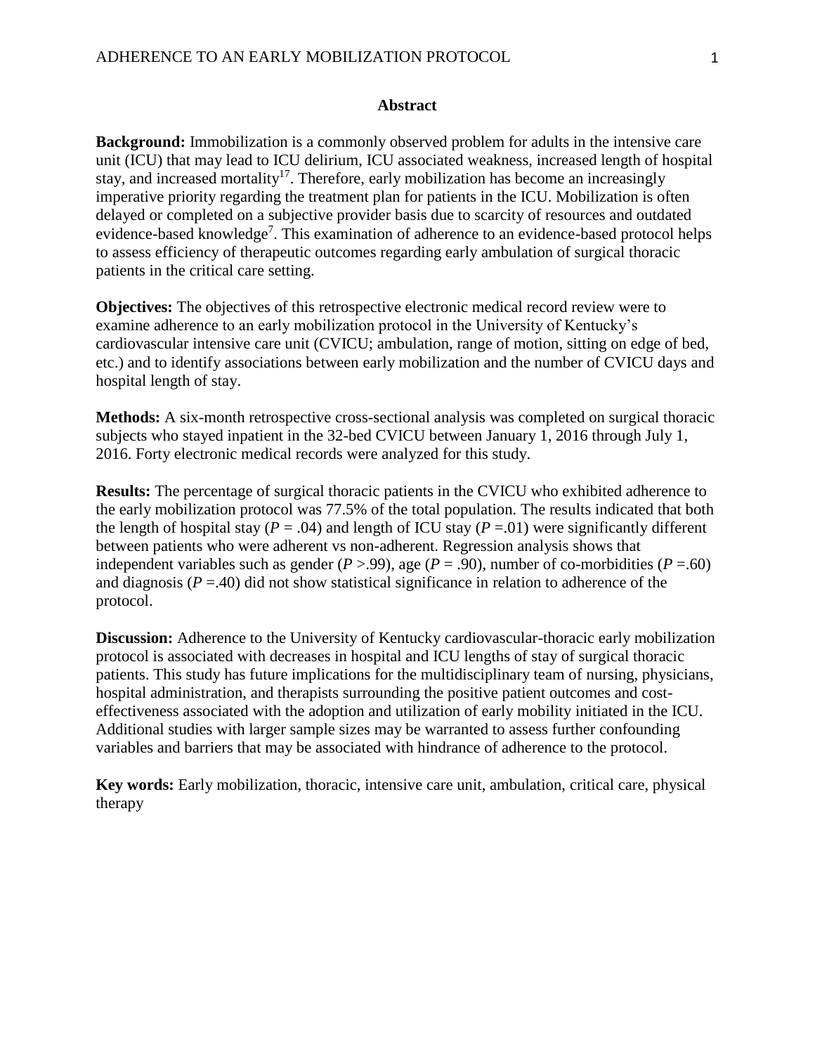## Abstract

**Background:** Immobilization is a commonly observed problem for adults in the intensive care unit (ICU) that may lead to ICU delirium, ICU associated weakness, increased length of hospital stay, and increased mortality[17]. Therefore, early mobilization has become an increasingly imperative priority regarding the treatment plan for patients in the ICU. Mobilization is often delayed or completed on a subjective provider basis due to scarcity of resources and outdated evidence-based knowledge[7]. This examination of adherence to an evidence-based protocol helps to assess efficiency of therapeutic outcomes regarding early ambulation of surgical thoracic patients in the critical care setting.

**Objectives:** The objectives of this retrospective electronic medical record review were to examine adherence to an early mobilization protocol in the University of Kentucky's cardiovascular intensive care unit (CVICU; ambulation, range of motion, sitting on edge of bed, etc.) and to identify associations between early mobilization and the number of CVICU days and hospital length of stay.

**Methods:** A six-month retrospective cross-sectional analysis was completed on surgical thoracic subjects who stayed inpatient in the 32-bed CVICU between January 1, 2016 through July 1, 2016. Forty electronic medical records were analyzed for this study.

**Results:** The percentage of surgical thoracic patients in the CVICU who exhibited adherence to the early mobilization protocol was 77.5% of the total population. The results indicated that both the length of hospital stay ($P = .04$) and length of ICU stay ($P = .01$) were significantly different between patients who were adherent vs non-adherent. Regression analysis shows that independent variables such as gender ($P > .99$), age ($P = .90$), number of co-morbidities ($P = .60$) and diagnosis ($P = .40$) did not show statistical significance in relation to adherence of the protocol.

**Discussion:** Adherence to the University of Kentucky cardiovascular-thoracic early mobilization protocol is associated with decreases in hospital and ICU lengths of stay of surgical thoracic patients. This study has future implications for the multidisciplinary team of nursing, physicians, hospital administration, and therapists surrounding the positive patient outcomes and cost-effectiveness associated with the adoption and utilization of early mobility initiated in the ICU. Additional studies with larger sample sizes may be warranted to assess further confounding variables and barriers that may be associated with hindrance of adherence to the protocol.

**Key words:** Early mobilization, thoracic, intensive care unit, ambulation, critical care, physical therapy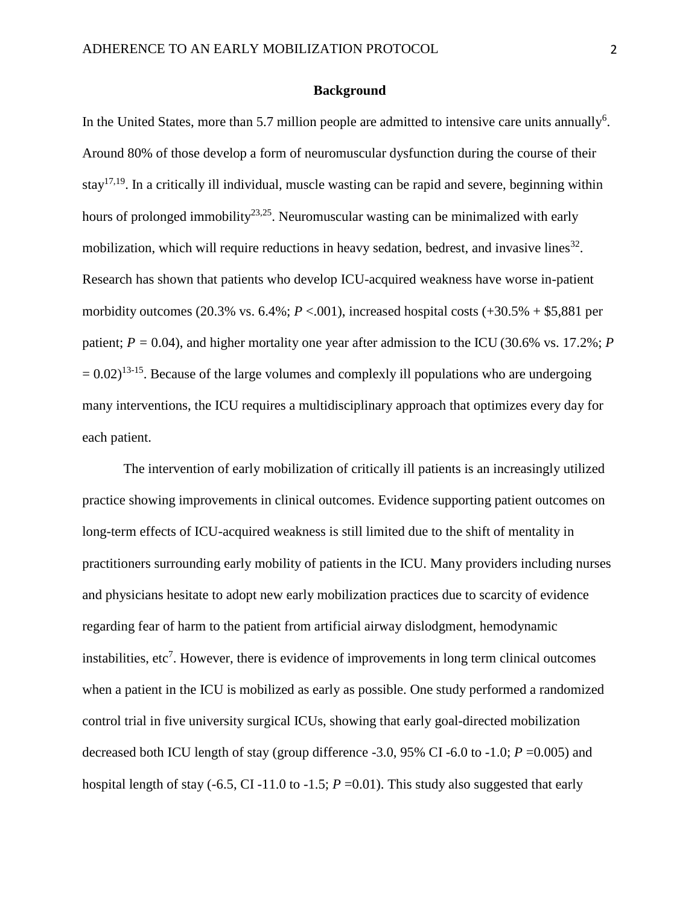## Background

In the United States, more than 5.7 million people are admitted to intensive care units annually[6]. Around 80% of those develop a form of neuromuscular dysfunction during the course of their stay[17,19]. In a critically ill individual, muscle wasting can be rapid and severe, beginning within hours of prolonged immobility[23,25]. Neuromuscular wasting can be minimalized with early mobilization, which will require reductions in heavy sedation, bedrest, and invasive lines[32]. Research has shown that patients who develop ICU-acquired weakness have worse in-patient morbidity outcomes (20.3% vs. 6.4%; $P$ <.001), increased hospital costs (+30.5% + $5,881 per patient; $P$ = 0.04), and higher mortality one year after admission to the ICU (30.6% vs. 17.2%; $P$ = 0.02)[13-15]. Because of the large volumes and complexly ill populations who are undergoing many interventions, the ICU requires a multidisciplinary approach that optimizes every day for each patient.

The intervention of early mobilization of critically ill patients is an increasingly utilized practice showing improvements in clinical outcomes. Evidence supporting patient outcomes on long-term effects of ICU-acquired weakness is still limited due to the shift of mentality in practitioners surrounding early mobility of patients in the ICU. Many providers including nurses and physicians hesitate to adopt new early mobilization practices due to scarcity of evidence regarding fear of harm to the patient from artificial airway dislodgment, hemodynamic instabilities, etc[7]. However, there is evidence of improvements in long term clinical outcomes when a patient in the ICU is mobilized as early as possible. One study performed a randomized control trial in five university surgical ICUs, showing that early goal-directed mobilization decreased both ICU length of stay (group difference -3.0, 95% CI -6.0 to -1.0; $P$ =0.005) and hospital length of stay (-6.5, CI -11.0 to -1.5; $P$ =0.01). This study also suggested that early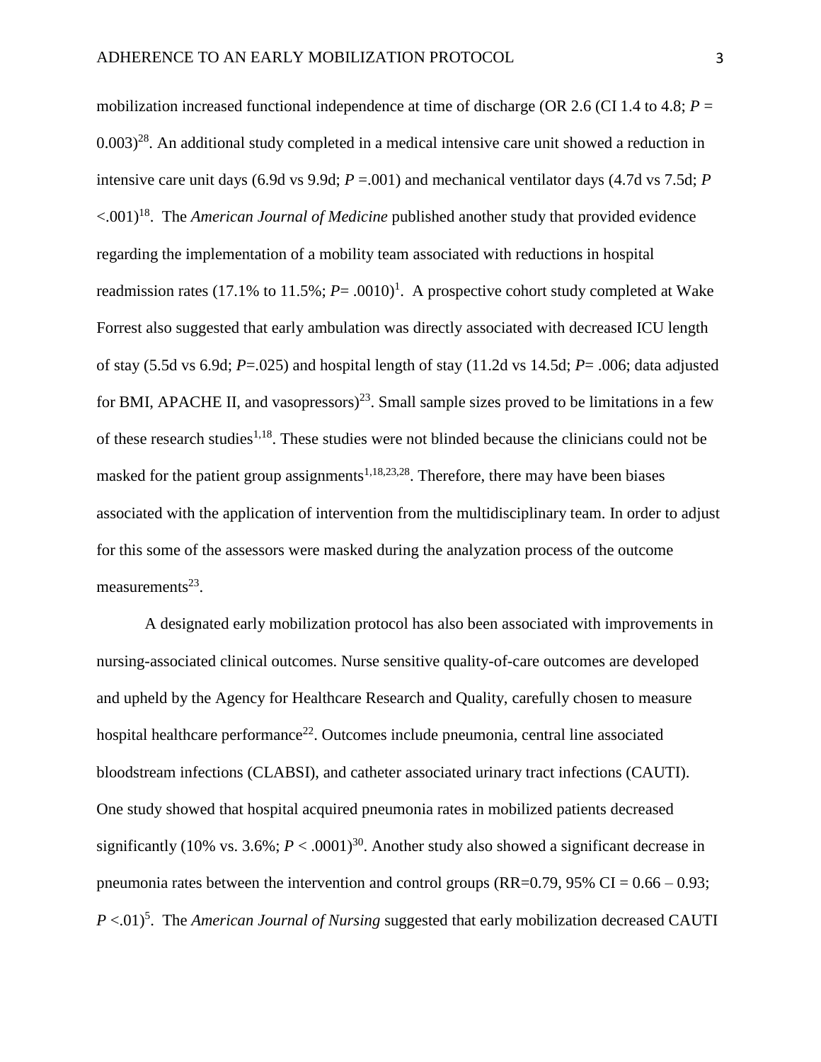mobilization increased functional independence at time of discharge (OR 2.6 (CI 1.4 to 4.8; $P$ = 0.003)[28]. An additional study completed in a medical intensive care unit showed a reduction in intensive care unit days (6.9d vs 9.9d; $P$ =.001) and mechanical ventilator days (4.7d vs 7.5d; $P$ <.001)[18]. The *American Journal of Medicine* published another study that provided evidence regarding the implementation of a mobility team associated with reductions in hospital readmission rates (17.1% to 11.5%; $P$= .0010)[1]. A prospective cohort study completed at Wake Forrest also suggested that early ambulation was directly associated with decreased ICU length of stay (5.5d vs 6.9d; $P$=.025) and hospital length of stay (11.2d vs 14.5d; $P$= .006; data adjusted for BMI, APACHE II, and vasopressors)[23]. Small sample sizes proved to be limitations in a few of these research studies[1,18]. These studies were not blinded because the clinicians could not be masked for the patient group assignments[1,18,23,28]. Therefore, there may have been biases associated with the application of intervention from the multidisciplinary team. In order to adjust for this some of the assessors were masked during the analyzation process of the outcome measurements[23].

A designated early mobilization protocol has also been associated with improvements in nursing-associated clinical outcomes. Nurse sensitive quality-of-care outcomes are developed and upheld by the Agency for Healthcare Research and Quality, carefully chosen to measure hospital healthcare performance[22]. Outcomes include pneumonia, central line associated bloodstream infections (CLABSI), and catheter associated urinary tract infections (CAUTI). One study showed that hospital acquired pneumonia rates in mobilized patients decreased significantly (10% vs. 3.6%; $P$ < .0001)[30]. Another study also showed a significant decrease in pneumonia rates between the intervention and control groups (RR=0.79, 95% CI = 0.66 – 0.93; $P$ <.01)[5]. The *American Journal of Nursing* suggested that early mobilization decreased CAUTI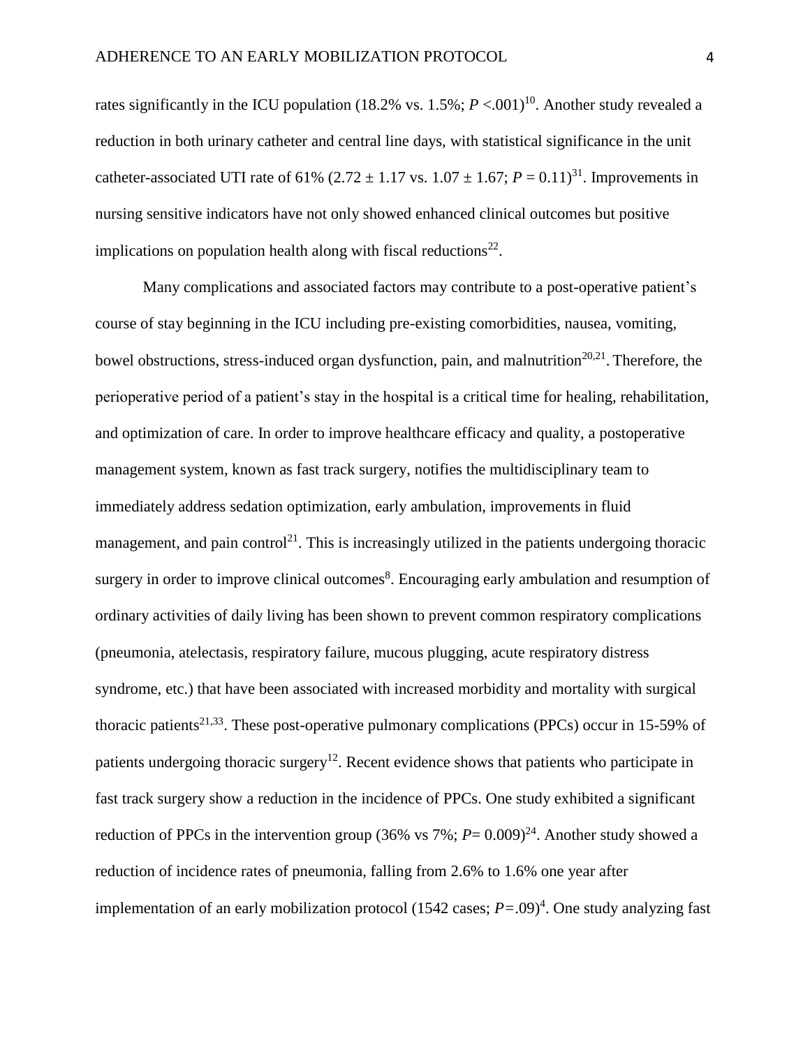rates significantly in the ICU population (18.2% vs. 1.5%; $P$ <.001)[10]. Another study revealed a reduction in both urinary catheter and central line days, with statistical significance in the unit catheter-associated UTI rate of 61% (2.72 ± 1.17 vs. 1.07 ± 1.67; $P$ = 0.11)[31]. Improvements in nursing sensitive indicators have not only showed enhanced clinical outcomes but positive implications on population health along with fiscal reductions[22].

Many complications and associated factors may contribute to a post-operative patient's course of stay beginning in the ICU including pre-existing comorbidities, nausea, vomiting, bowel obstructions, stress-induced organ dysfunction, pain, and malnutrition[20,21]. Therefore, the perioperative period of a patient's stay in the hospital is a critical time for healing, rehabilitation, and optimization of care. In order to improve healthcare efficacy and quality, a postoperative management system, known as fast track surgery, notifies the multidisciplinary team to immediately address sedation optimization, early ambulation, improvements in fluid management, and pain control[21]. This is increasingly utilized in the patients undergoing thoracic surgery in order to improve clinical outcomes[8]. Encouraging early ambulation and resumption of ordinary activities of daily living has been shown to prevent common respiratory complications (pneumonia, atelectasis, respiratory failure, mucous plugging, acute respiratory distress syndrome, etc.) that have been associated with increased morbidity and mortality with surgical thoracic patients[21,33]. These post-operative pulmonary complications (PPCs) occur in 15-59% of patients undergoing thoracic surgery[12]. Recent evidence shows that patients who participate in fast track surgery show a reduction in the incidence of PPCs. One study exhibited a significant reduction of PPCs in the intervention group (36% vs 7%; $P$= 0.009)[24]. Another study showed a reduction of incidence rates of pneumonia, falling from 2.6% to 1.6% one year after implementation of an early mobilization protocol (1542 cases; $P$=.09)[4]. One study analyzing fast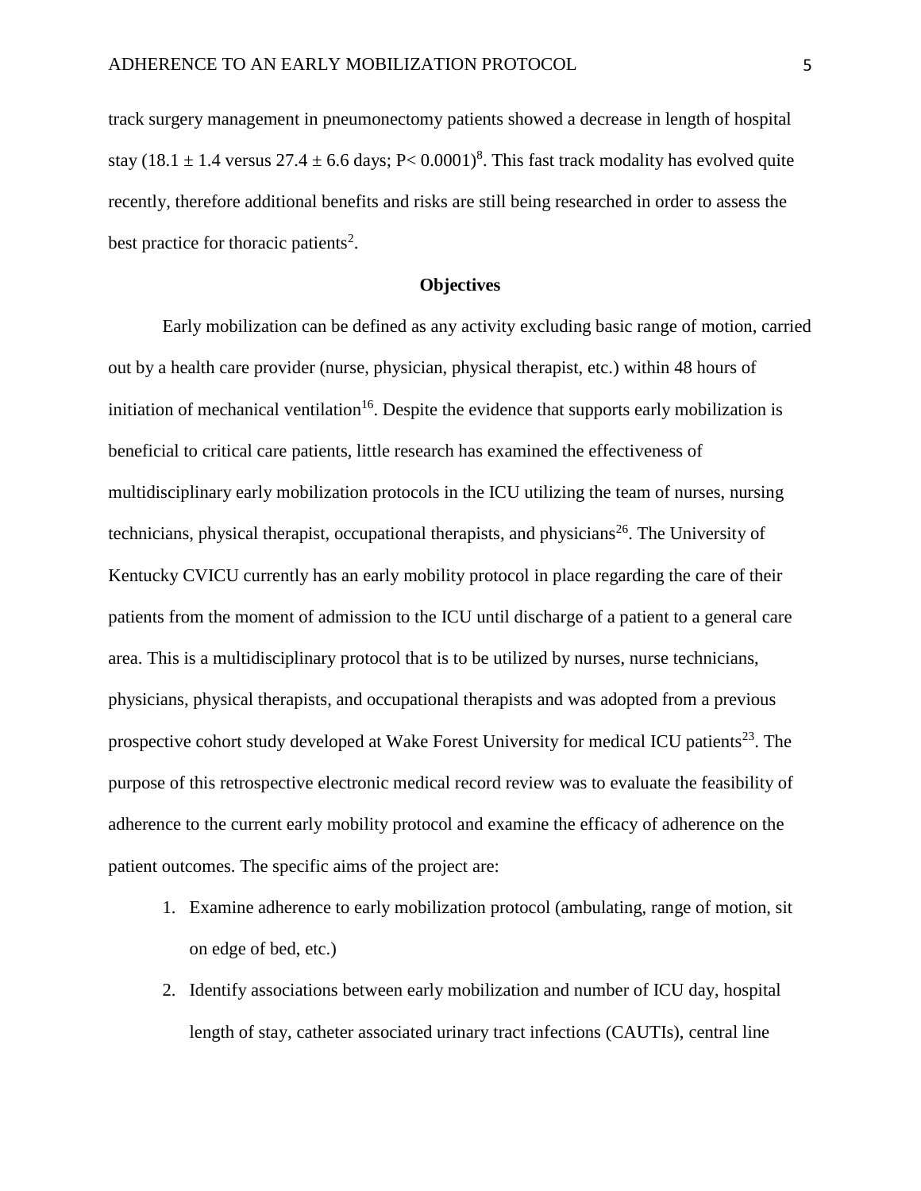track surgery management in pneumonectomy patients showed a decrease in length of hospital stay ($18.1 \pm 1.4$ versus $27.4 \pm 6.6$ days; $P < 0.0001$)[8]. This fast track modality has evolved quite recently, therefore additional benefits and risks are still being researched in order to assess the best practice for thoracic patients[2].

## Objectives

Early mobilization can be defined as any activity excluding basic range of motion, carried out by a health care provider (nurse, physician, physical therapist, etc.) within 48 hours of initiation of mechanical ventilation[16]. Despite the evidence that supports early mobilization is beneficial to critical care patients, little research has examined the effectiveness of multidisciplinary early mobilization protocols in the ICU utilizing the team of nurses, nursing technicians, physical therapist, occupational therapists, and physicians[26]. The University of Kentucky CVICU currently has an early mobility protocol in place regarding the care of their patients from the moment of admission to the ICU until discharge of a patient to a general care area. This is a multidisciplinary protocol that is to be utilized by nurses, nurse technicians, physicians, physical therapists, and occupational therapists and was adopted from a previous prospective cohort study developed at Wake Forest University for medical ICU patients[23]. The purpose of this retrospective electronic medical record review was to evaluate the feasibility of adherence to the current early mobility protocol and examine the efficacy of adherence on the patient outcomes. The specific aims of the project are:

1. Examine adherence to early mobilization protocol (ambulating, range of motion, sit on edge of bed, etc.)
2. Identify associations between early mobilization and number of ICU day, hospital length of stay, catheter associated urinary tract infections (CAUTIs), central line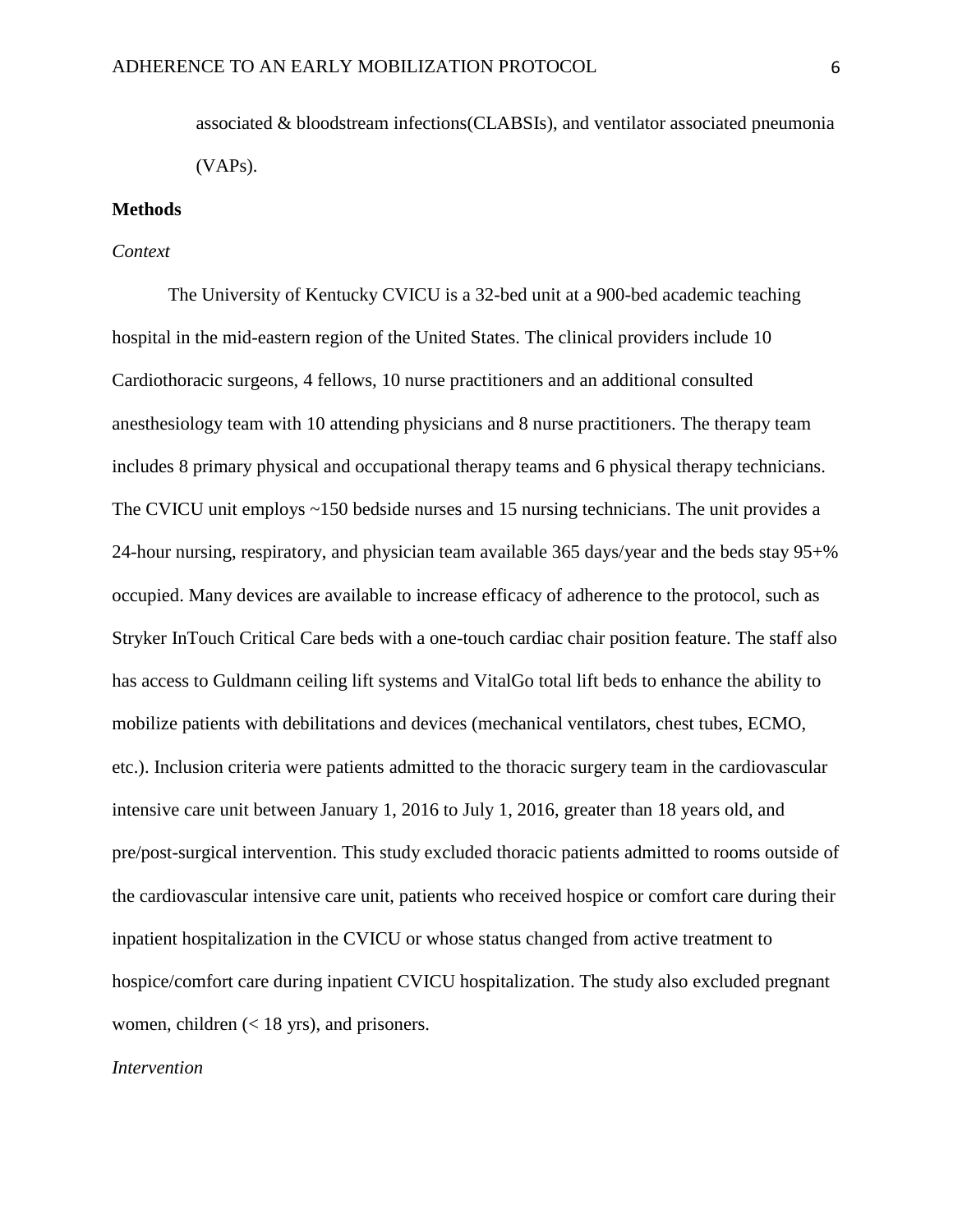associated & bloodstream infections(CLABSIs), and ventilator associated pneumonia (VAPs).

**Methods**

*Context*

The University of Kentucky CVICU is a 32-bed unit at a 900-bed academic teaching hospital in the mid-eastern region of the United States. The clinical providers include 10 Cardiothoracic surgeons, 4 fellows, 10 nurse practitioners and an additional consulted anesthesiology team with 10 attending physicians and 8 nurse practitioners. The therapy team includes 8 primary physical and occupational therapy teams and 6 physical therapy technicians. The CVICU unit employs ~150 bedside nurses and 15 nursing technicians. The unit provides a 24-hour nursing, respiratory, and physician team available 365 days/year and the beds stay 95+% occupied. Many devices are available to increase efficacy of adherence to the protocol, such as Stryker InTouch Critical Care beds with a one-touch cardiac chair position feature. The staff also has access to Guldmann ceiling lift systems and VitalGo total lift beds to enhance the ability to mobilize patients with debilitations and devices (mechanical ventilators, chest tubes, ECMO, etc.). Inclusion criteria were patients admitted to the thoracic surgery team in the cardiovascular intensive care unit between January 1, 2016 to July 1, 2016, greater than 18 years old, and pre/post-surgical intervention. This study excluded thoracic patients admitted to rooms outside of the cardiovascular intensive care unit, patients who received hospice or comfort care during their inpatient hospitalization in the CVICU or whose status changed from active treatment to hospice/comfort care during inpatient CVICU hospitalization. The study also excluded pregnant women, children (< 18 yrs), and prisoners.

*Intervention*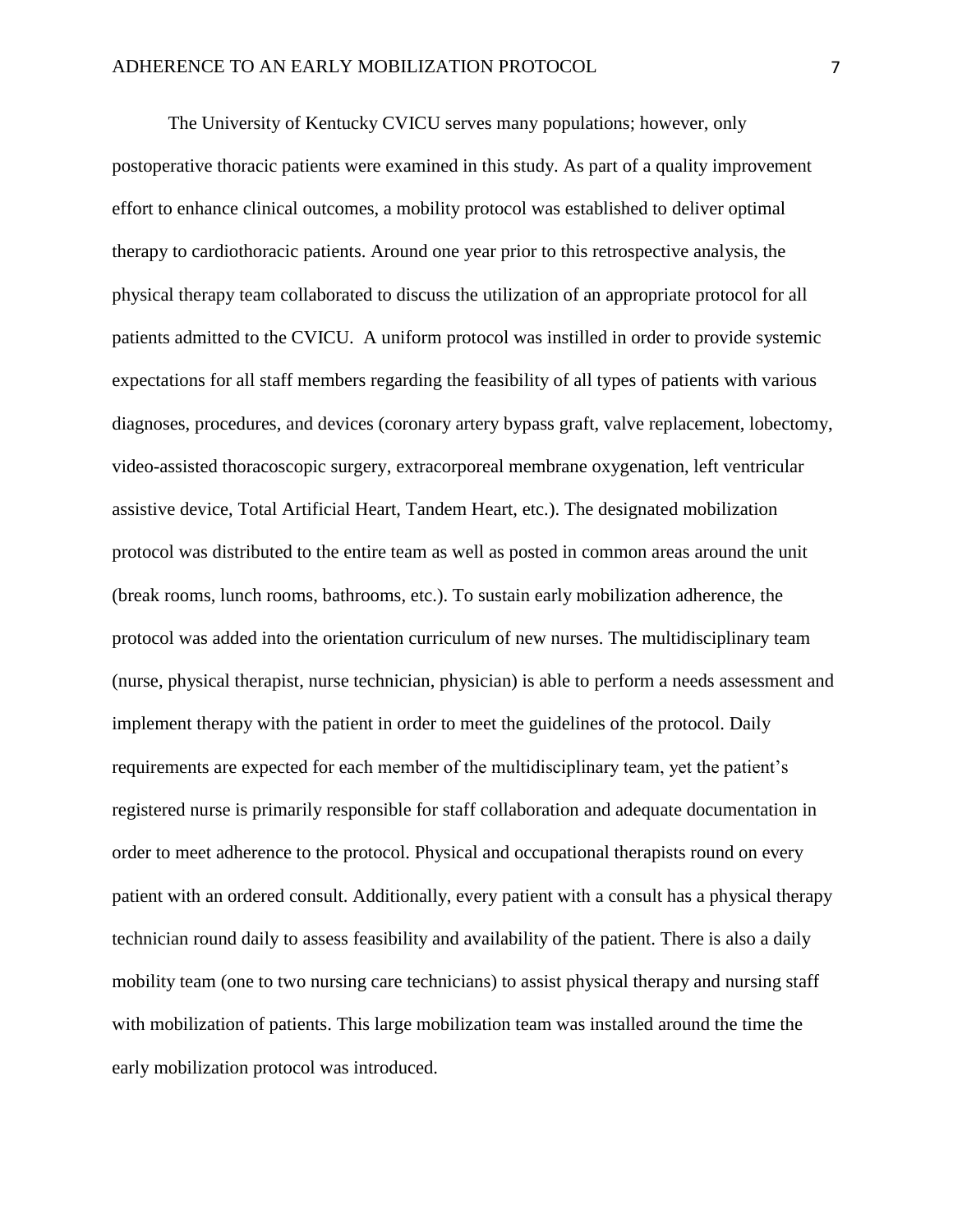The University of Kentucky CVICU serves many populations; however, only postoperative thoracic patients were examined in this study. As part of a quality improvement effort to enhance clinical outcomes, a mobility protocol was established to deliver optimal therapy to cardiothoracic patients. Around one year prior to this retrospective analysis, the physical therapy team collaborated to discuss the utilization of an appropriate protocol for all patients admitted to the CVICU.  A uniform protocol was instilled in order to provide systemic expectations for all staff members regarding the feasibility of all types of patients with various diagnoses, procedures, and devices (coronary artery bypass graft, valve replacement, lobectomy, video-assisted thoracoscopic surgery, extracorporeal membrane oxygenation, left ventricular assistive device, Total Artificial Heart, Tandem Heart, etc.). The designated mobilization protocol was distributed to the entire team as well as posted in common areas around the unit (break rooms, lunch rooms, bathrooms, etc.). To sustain early mobilization adherence, the protocol was added into the orientation curriculum of new nurses. The multidisciplinary team (nurse, physical therapist, nurse technician, physician) is able to perform a needs assessment and implement therapy with the patient in order to meet the guidelines of the protocol. Daily requirements are expected for each member of the multidisciplinary team, yet the patient's registered nurse is primarily responsible for staff collaboration and adequate documentation in order to meet adherence to the protocol. Physical and occupational therapists round on every patient with an ordered consult. Additionally, every patient with a consult has a physical therapy technician round daily to assess feasibility and availability of the patient. There is also a daily mobility team (one to two nursing care technicians) to assist physical therapy and nursing staff with mobilization of patients. This large mobilization team was installed around the time the early mobilization protocol was introduced.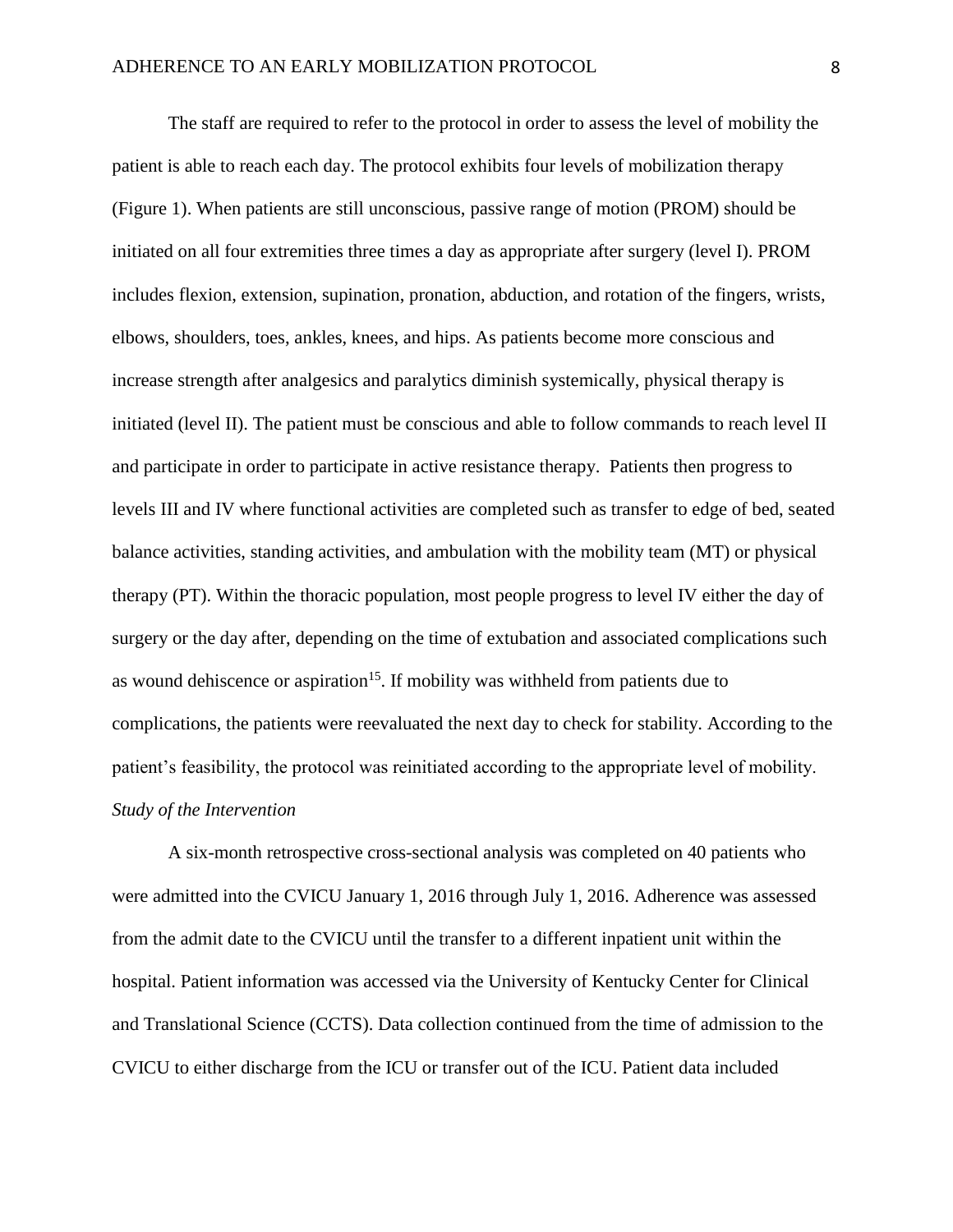The staff are required to refer to the protocol in order to assess the level of mobility the patient is able to reach each day. The protocol exhibits four levels of mobilization therapy (Figure 1). When patients are still unconscious, passive range of motion (PROM) should be initiated on all four extremities three times a day as appropriate after surgery (level I). PROM includes flexion, extension, supination, pronation, abduction, and rotation of the fingers, wrists, elbows, shoulders, toes, ankles, knees, and hips. As patients become more conscious and increase strength after analgesics and paralytics diminish systemically, physical therapy is initiated (level II). The patient must be conscious and able to follow commands to reach level II and participate in order to participate in active resistance therapy. Patients then progress to levels III and IV where functional activities are completed such as transfer to edge of bed, seated balance activities, standing activities, and ambulation with the mobility team (MT) or physical therapy (PT). Within the thoracic population, most people progress to level IV either the day of surgery or the day after, depending on the time of extubation and associated complications such as wound dehiscence or aspiration[15]. If mobility was withheld from patients due to complications, the patients were reevaluated the next day to check for stability. According to the patient's feasibility, the protocol was reinitiated according to the appropriate level of mobility.

*Study of the Intervention*

A six-month retrospective cross-sectional analysis was completed on 40 patients who were admitted into the CVICU January 1, 2016 through July 1, 2016. Adherence was assessed from the admit date to the CVICU until the transfer to a different inpatient unit within the hospital. Patient information was accessed via the University of Kentucky Center for Clinical and Translational Science (CCTS). Data collection continued from the time of admission to the CVICU to either discharge from the ICU or transfer out of the ICU. Patient data included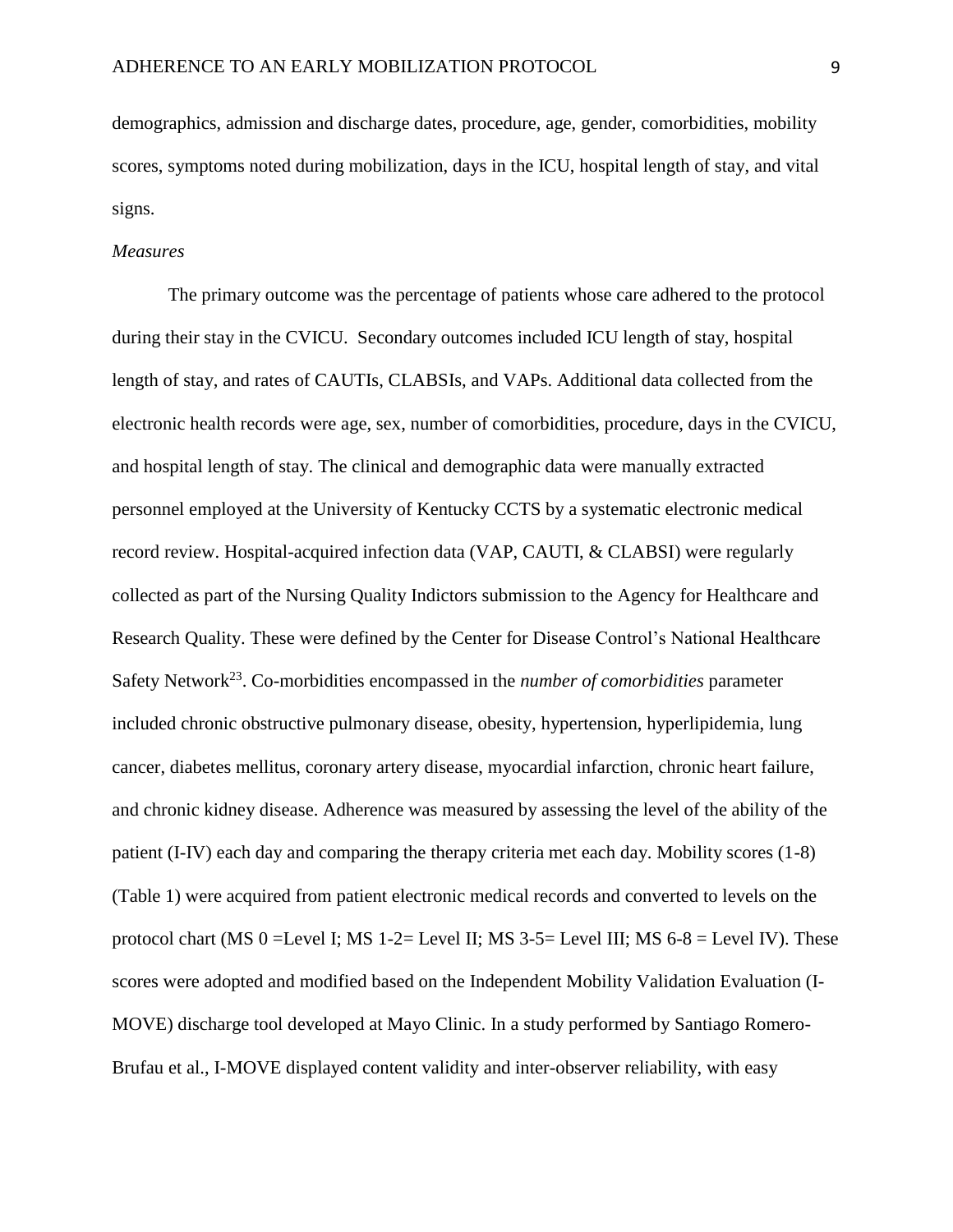demographics, admission and discharge dates, procedure, age, gender, comorbidities, mobility scores, symptoms noted during mobilization, days in the ICU, hospital length of stay, and vital signs.

*Measures*

The primary outcome was the percentage of patients whose care adhered to the protocol during their stay in the CVICU. Secondary outcomes included ICU length of stay, hospital length of stay, and rates of CAUTIs, CLABSIs, and VAPs. Additional data collected from the electronic health records were age, sex, number of comorbidities, procedure, days in the CVICU, and hospital length of stay. The clinical and demographic data were manually extracted personnel employed at the University of Kentucky CCTS by a systematic electronic medical record review. Hospital-acquired infection data (VAP, CAUTI, & CLABSI) were regularly collected as part of the Nursing Quality Indictors submission to the Agency for Healthcare and Research Quality. These were defined by the Center for Disease Control's National Healthcare Safety Network[23]. Co-morbidities encompassed in the *number of comorbidities* parameter included chronic obstructive pulmonary disease, obesity, hypertension, hyperlipidemia, lung cancer, diabetes mellitus, coronary artery disease, myocardial infarction, chronic heart failure, and chronic kidney disease. Adherence was measured by assessing the level of the ability of the patient (I-IV) each day and comparing the therapy criteria met each day. Mobility scores (1-8) (Table 1) were acquired from patient electronic medical records and converted to levels on the protocol chart (MS 0 =Level I; MS 1-2= Level II; MS 3-5= Level III; MS 6-8 = Level IV). These scores were adopted and modified based on the Independent Mobility Validation Evaluation (I-MOVE) discharge tool developed at Mayo Clinic. In a study performed by Santiago Romero-Brufau et al., I-MOVE displayed content validity and inter-observer reliability, with easy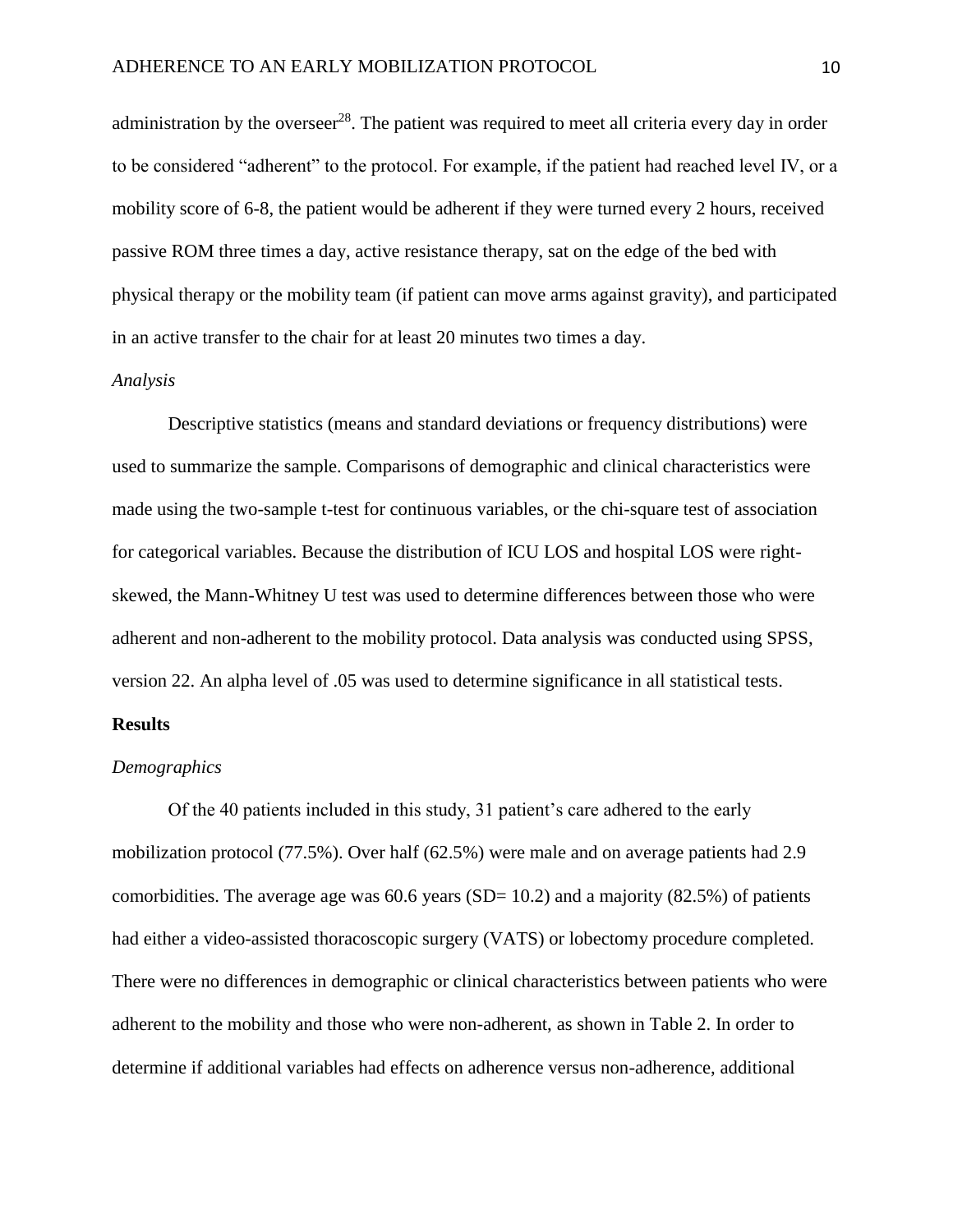administration by the overseer[28]. The patient was required to meet all criteria every day in order to be considered "adherent" to the protocol. For example, if the patient had reached level IV, or a mobility score of 6-8, the patient would be adherent if they were turned every 2 hours, received passive ROM three times a day, active resistance therapy, sat on the edge of the bed with physical therapy or the mobility team (if patient can move arms against gravity), and participated in an active transfer to the chair for at least 20 minutes two times a day.

### *Analysis*

Descriptive statistics (means and standard deviations or frequency distributions) were used to summarize the sample. Comparisons of demographic and clinical characteristics were made using the two-sample t-test for continuous variables, or the chi-square test of association for categorical variables. Because the distribution of ICU LOS and hospital LOS were right-skewed, the Mann-Whitney U test was used to determine differences between those who were adherent and non-adherent to the mobility protocol. Data analysis was conducted using SPSS, version 22. An alpha level of .05 was used to determine significance in all statistical tests.

## Results

### *Demographics*

Of the 40 patients included in this study, 31 patient's care adhered to the early mobilization protocol (77.5%). Over half (62.5%) were male and on average patients had 2.9 comorbidities. The average age was 60.6 years (SD= 10.2) and a majority (82.5%) of patients had either a video-assisted thoracoscopic surgery (VATS) or lobectomy procedure completed. There were no differences in demographic or clinical characteristics between patients who were adherent to the mobility and those who were non-adherent, as shown in Table 2. In order to determine if additional variables had effects on adherence versus non-adherence, additional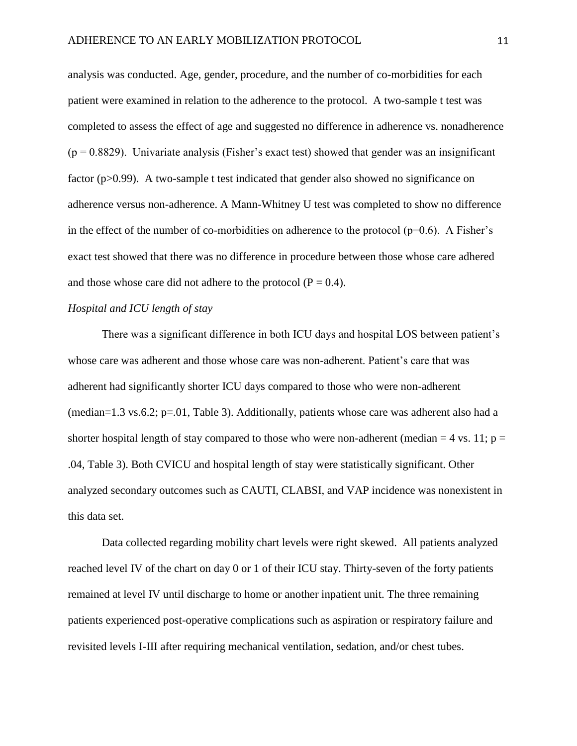analysis was conducted. Age, gender, procedure, and the number of co-morbidities for each patient were examined in relation to the adherence to the protocol. A two-sample t test was completed to assess the effect of age and suggested no difference in adherence vs. nonadherence ($p = 0.8829$). Univariate analysis (Fisher's exact test) showed that gender was an insignificant factor ($p>0.99$). A two-sample t test indicated that gender also showed no significance on adherence versus non-adherence. A Mann-Whitney U test was completed to show no difference in the effect of the number of co-morbidities on adherence to the protocol ($p=0.6$). A Fisher's exact test showed that there was no difference in procedure between those whose care adhered and those whose care did not adhere to the protocol ($P = 0.4$).

*Hospital and ICU length of stay*

There was a significant difference in both ICU days and hospital LOS between patient's whose care was adherent and those whose care was non-adherent. Patient's care that was adherent had significantly shorter ICU days compared to those who were non-adherent (median=1.3 vs.6.2; $p=.01$, Table 3). Additionally, patients whose care was adherent also had a shorter hospital length of stay compared to those who were non-adherent (median = 4 vs. 11; $p = .04$, Table 3). Both CVICU and hospital length of stay were statistically significant. Other analyzed secondary outcomes such as CAUTI, CLABSI, and VAP incidence was nonexistent in this data set.

Data collected regarding mobility chart levels were right skewed. All patients analyzed reached level IV of the chart on day 0 or 1 of their ICU stay. Thirty-seven of the forty patients remained at level IV until discharge to home or another inpatient unit. The three remaining patients experienced post-operative complications such as aspiration or respiratory failure and revisited levels I-III after requiring mechanical ventilation, sedation, and/or chest tubes.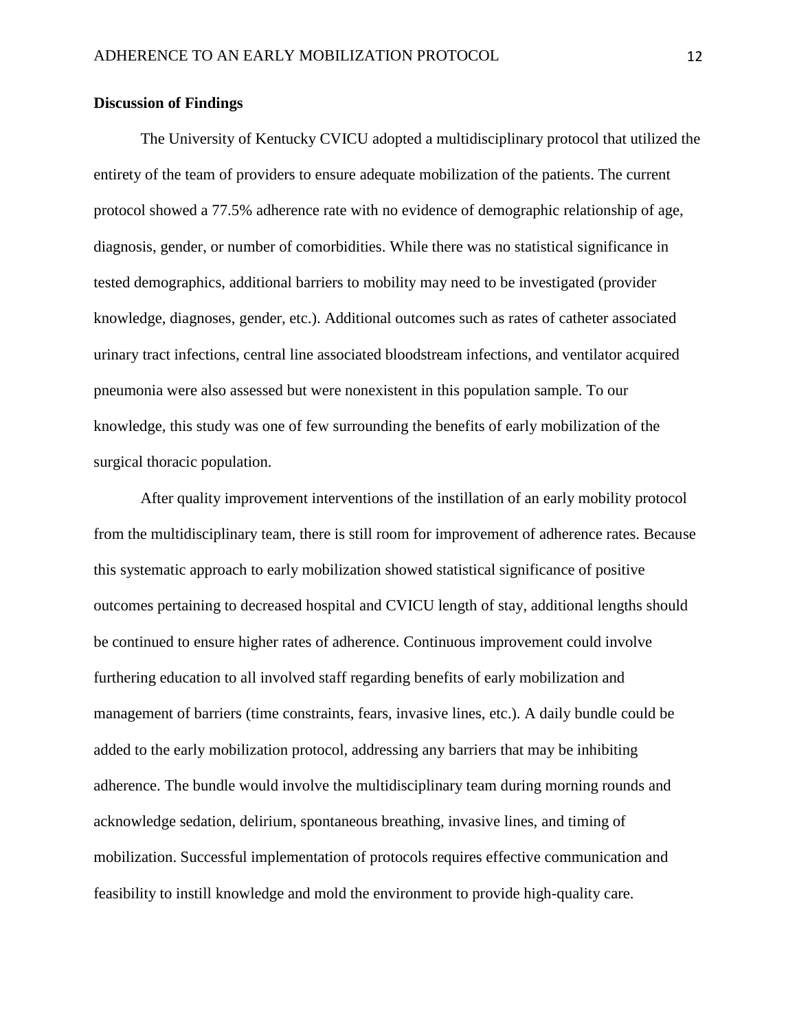**Discussion of Findings**

The University of Kentucky CVICU adopted a multidisciplinary protocol that utilized the entirety of the team of providers to ensure adequate mobilization of the patients. The current protocol showed a 77.5% adherence rate with no evidence of demographic relationship of age, diagnosis, gender, or number of comorbidities. While there was no statistical significance in tested demographics, additional barriers to mobility may need to be investigated (provider knowledge, diagnoses, gender, etc.). Additional outcomes such as rates of catheter associated urinary tract infections, central line associated bloodstream infections, and ventilator acquired pneumonia were also assessed but were nonexistent in this population sample. To our knowledge, this study was one of few surrounding the benefits of early mobilization of the surgical thoracic population.

After quality improvement interventions of the instillation of an early mobility protocol from the multidisciplinary team, there is still room for improvement of adherence rates. Because this systematic approach to early mobilization showed statistical significance of positive outcomes pertaining to decreased hospital and CVICU length of stay, additional lengths should be continued to ensure higher rates of adherence. Continuous improvement could involve furthering education to all involved staff regarding benefits of early mobilization and management of barriers (time constraints, fears, invasive lines, etc.). A daily bundle could be added to the early mobilization protocol, addressing any barriers that may be inhibiting adherence. The bundle would involve the multidisciplinary team during morning rounds and acknowledge sedation, delirium, spontaneous breathing, invasive lines, and timing of mobilization. Successful implementation of protocols requires effective communication and feasibility to instill knowledge and mold the environment to provide high-quality care.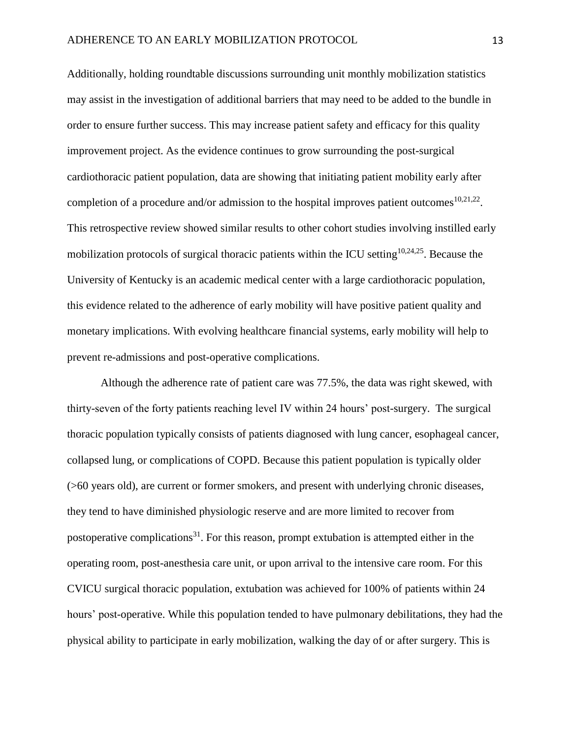Additionally, holding roundtable discussions surrounding unit monthly mobilization statistics may assist in the investigation of additional barriers that may need to be added to the bundle in order to ensure further success. This may increase patient safety and efficacy for this quality improvement project. As the evidence continues to grow surrounding the post-surgical cardiothoracic patient population, data are showing that initiating patient mobility early after completion of a procedure and/or admission to the hospital improves patient outcomes[10,21,22]. This retrospective review showed similar results to other cohort studies involving instilled early mobilization protocols of surgical thoracic patients within the ICU setting[10,24,25]. Because the University of Kentucky is an academic medical center with a large cardiothoracic population, this evidence related to the adherence of early mobility will have positive patient quality and monetary implications. With evolving healthcare financial systems, early mobility will help to prevent re-admissions and post-operative complications.

Although the adherence rate of patient care was 77.5%, the data was right skewed, with thirty-seven of the forty patients reaching level IV within 24 hours' post-surgery. The surgical thoracic population typically consists of patients diagnosed with lung cancer, esophageal cancer, collapsed lung, or complications of COPD. Because this patient population is typically older (>60 years old), are current or former smokers, and present with underlying chronic diseases, they tend to have diminished physiologic reserve and are more limited to recover from postoperative complications[31]. For this reason, prompt extubation is attempted either in the operating room, post-anesthesia care unit, or upon arrival to the intensive care room. For this CVICU surgical thoracic population, extubation was achieved for 100% of patients within 24 hours' post-operative. While this population tended to have pulmonary debilitations, they had the physical ability to participate in early mobilization, walking the day of or after surgery. This is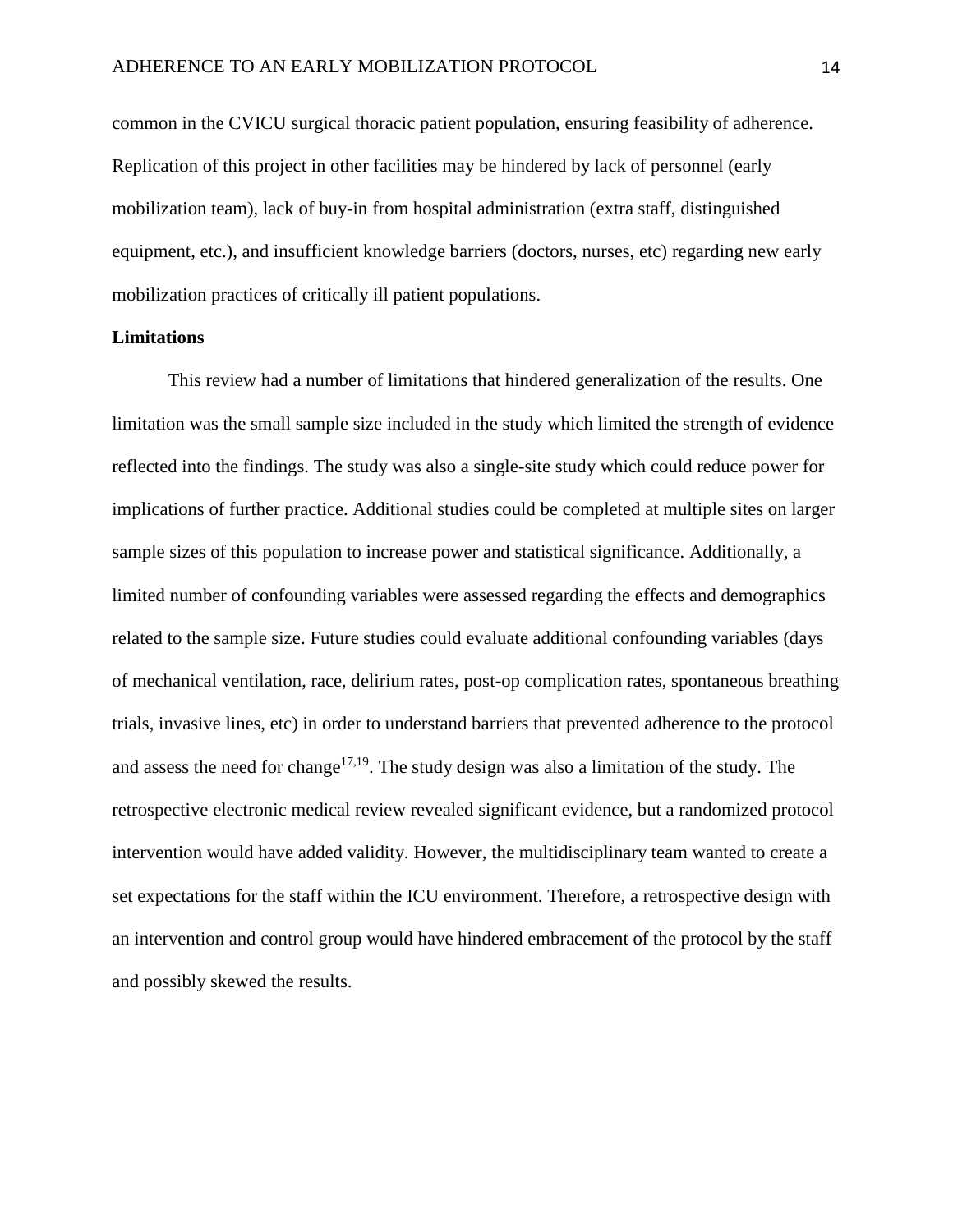common in the CVICU surgical thoracic patient population, ensuring feasibility of adherence. Replication of this project in other facilities may be hindered by lack of personnel (early mobilization team), lack of buy-in from hospital administration (extra staff, distinguished equipment, etc.), and insufficient knowledge barriers (doctors, nurses, etc) regarding new early mobilization practices of critically ill patient populations.

**Limitations**

This review had a number of limitations that hindered generalization of the results. One limitation was the small sample size included in the study which limited the strength of evidence reflected into the findings. The study was also a single-site study which could reduce power for implications of further practice. Additional studies could be completed at multiple sites on larger sample sizes of this population to increase power and statistical significance. Additionally, a limited number of confounding variables were assessed regarding the effects and demographics related to the sample size. Future studies could evaluate additional confounding variables (days of mechanical ventilation, race, delirium rates, post-op complication rates, spontaneous breathing trials, invasive lines, etc) in order to understand barriers that prevented adherence to the protocol and assess the need for change[17,19]. The study design was also a limitation of the study. The retrospective electronic medical review revealed significant evidence, but a randomized protocol intervention would have added validity. However, the multidisciplinary team wanted to create a set expectations for the staff within the ICU environment. Therefore, a retrospective design with an intervention and control group would have hindered embracement of the protocol by the staff and possibly skewed the results.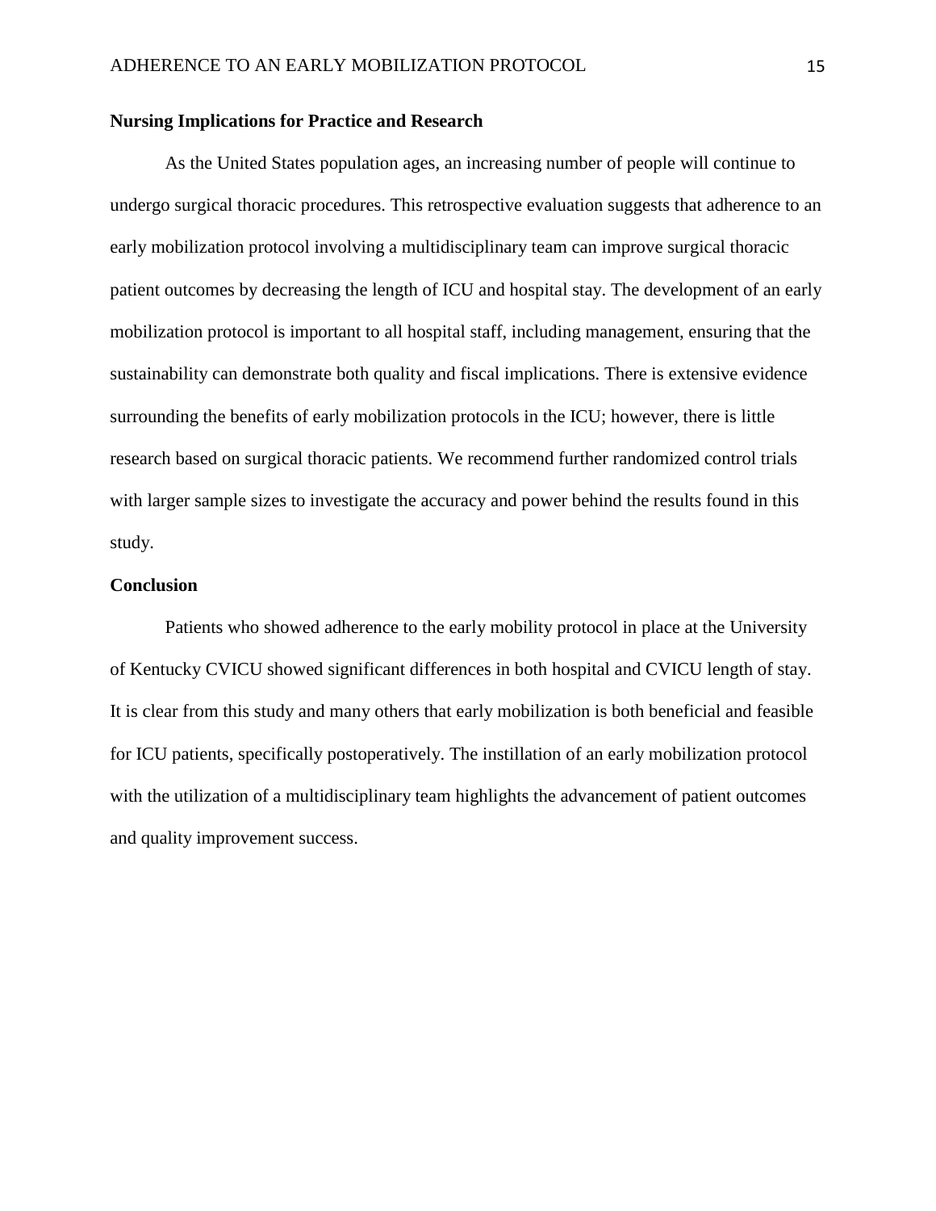## Nursing Implications for Practice and Research

As the United States population ages, an increasing number of people will continue to undergo surgical thoracic procedures. This retrospective evaluation suggests that adherence to an early mobilization protocol involving a multidisciplinary team can improve surgical thoracic patient outcomes by decreasing the length of ICU and hospital stay. The development of an early mobilization protocol is important to all hospital staff, including management, ensuring that the sustainability can demonstrate both quality and fiscal implications. There is extensive evidence surrounding the benefits of early mobilization protocols in the ICU; however, there is little research based on surgical thoracic patients. We recommend further randomized control trials with larger sample sizes to investigate the accuracy and power behind the results found in this study.

## Conclusion

Patients who showed adherence to the early mobility protocol in place at the University of Kentucky CVICU showed significant differences in both hospital and CVICU length of stay. It is clear from this study and many others that early mobilization is both beneficial and feasible for ICU patients, specifically postoperatively. The instillation of an early mobilization protocol with the utilization of a multidisciplinary team highlights the advancement of patient outcomes and quality improvement success.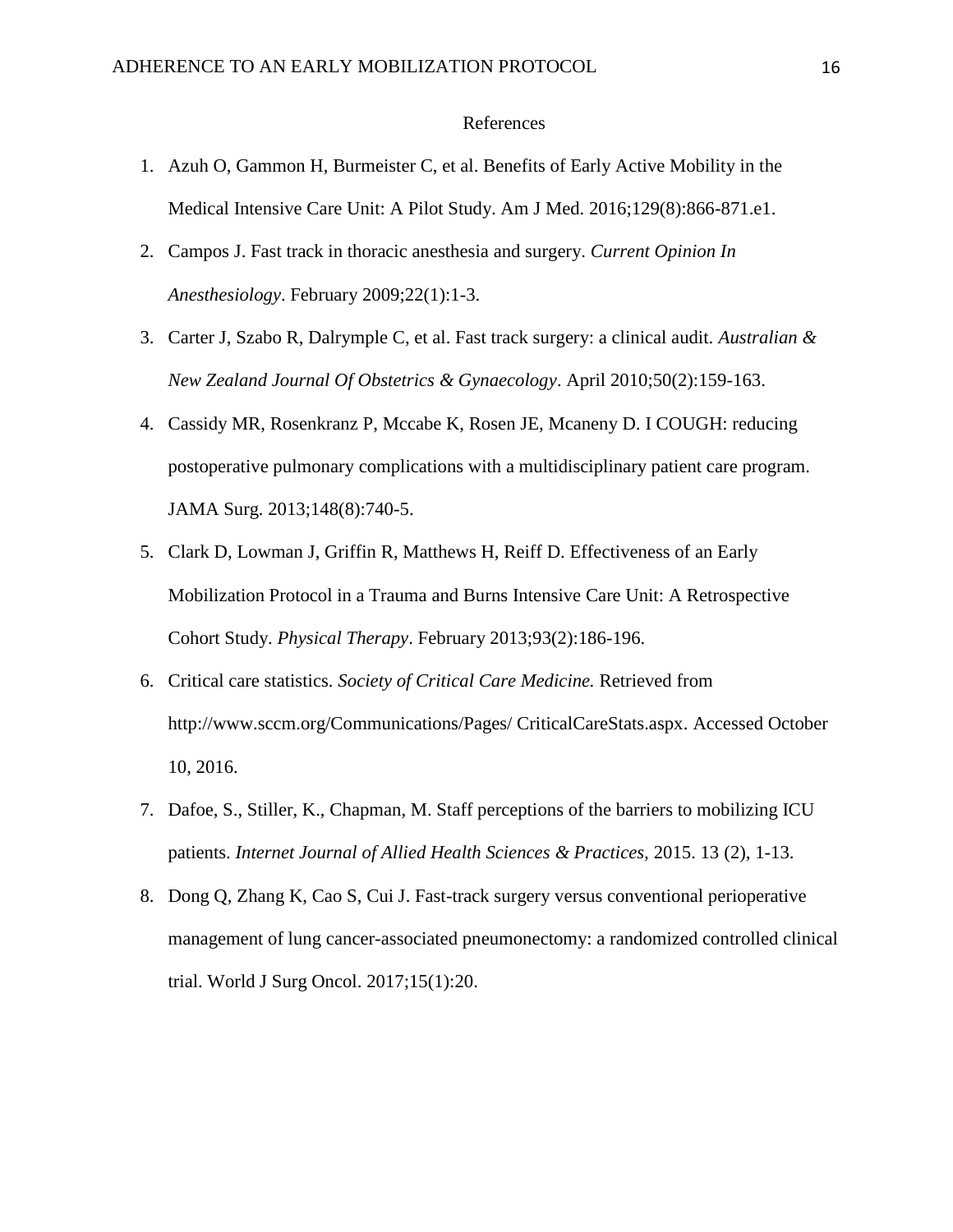# References

1. Azuh O, Gammon H, Burmeister C, et al. Benefits of Early Active Mobility in the Medical Intensive Care Unit: A Pilot Study. Am J Med. 2016;129(8):866-871.e1.
2. Campos J. Fast track in thoracic anesthesia and surgery. *Current Opinion In Anesthesiology*. February 2009;22(1):1-3.
3. Carter J, Szabo R, Dalrymple C, et al. Fast track surgery: a clinical audit. *Australian & New Zealand Journal Of Obstetrics & Gynaecology*. April 2010;50(2):159-163.
4. Cassidy MR, Rosenkranz P, Mccabe K, Rosen JE, Mcaneny D. I COUGH: reducing postoperative pulmonary complications with a multidisciplinary patient care program. JAMA Surg. 2013;148(8):740-5.
5. Clark D, Lowman J, Griffin R, Matthews H, Reiff D. Effectiveness of an Early Mobilization Protocol in a Trauma and Burns Intensive Care Unit: A Retrospective Cohort Study. *Physical Therapy*. February 2013;93(2):186-196.
6. Critical care statistics. *Society of Critical Care Medicine.* Retrieved from http://www.sccm.org/Communications/Pages/ CriticalCareStats.aspx. Accessed October 10, 2016.
7. Dafoe, S., Stiller, K., Chapman, M. Staff perceptions of the barriers to mobilizing ICU patients. *Internet Journal of Allied Health Sciences & Practices,* 2015. 13 (2), 1-13.
8. Dong Q, Zhang K, Cao S, Cui J. Fast-track surgery versus conventional perioperative management of lung cancer-associated pneumonectomy: a randomized controlled clinical trial. World J Surg Oncol. 2017;15(1):20.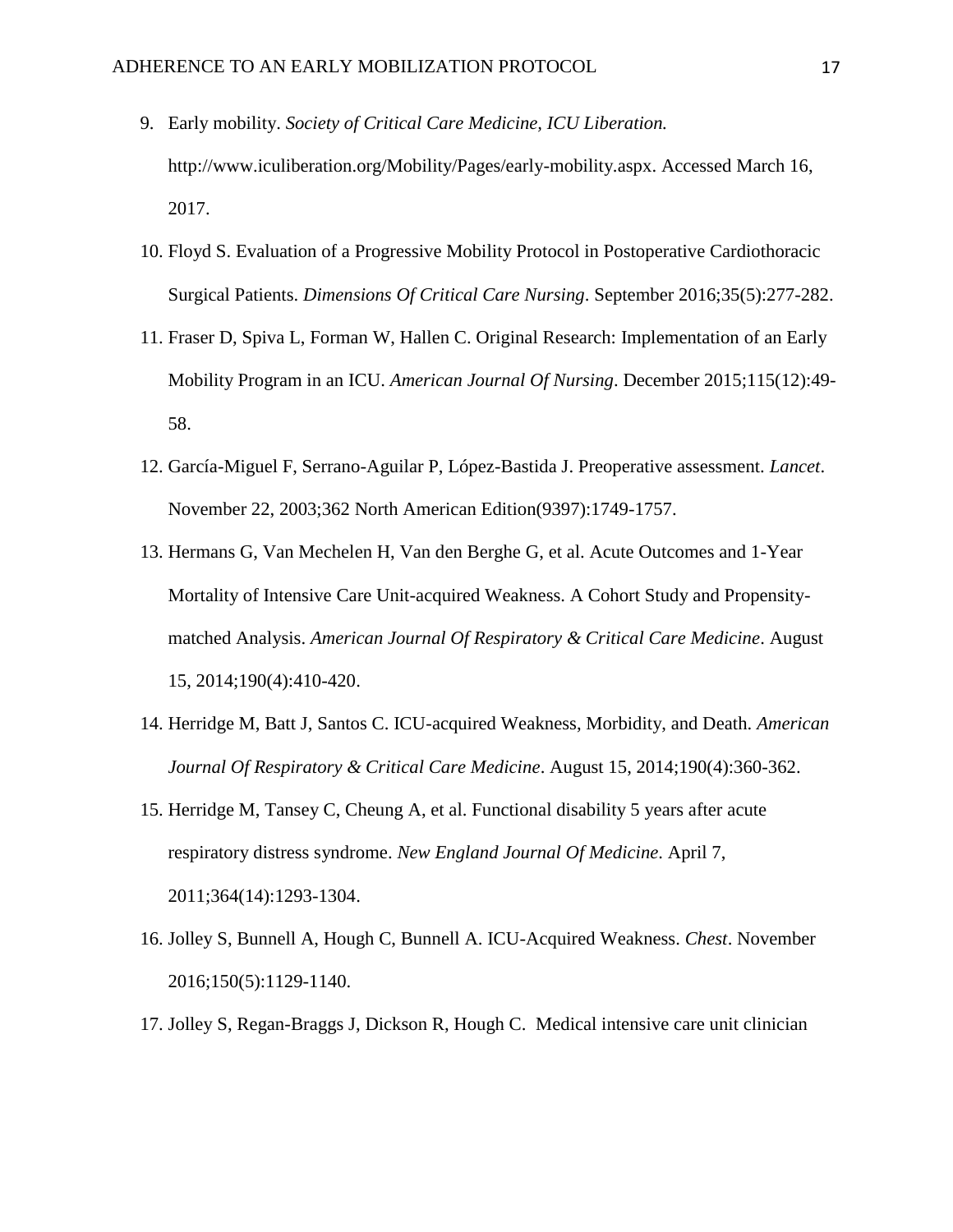9. Early mobility. *Society of Critical Care Medicine, ICU Liberation.* http://www.iculiberation.org/Mobility/Pages/early-mobility.aspx. Accessed March 16, 2017.
10. Floyd S. Evaluation of a Progressive Mobility Protocol in Postoperative Cardiothoracic Surgical Patients. *Dimensions Of Critical Care Nursing*. September 2016;35(5):277-282.
11. Fraser D, Spiva L, Forman W, Hallen C. Original Research: Implementation of an Early Mobility Program in an ICU. *American Journal Of Nursing*. December 2015;115(12):49-58.
12. García-Miguel F, Serrano-Aguilar P, López-Bastida J. Preoperative assessment. *Lancet*. November 22, 2003;362 North American Edition(9397):1749-1757.
13. Hermans G, Van Mechelen H, Van den Berghe G, et al. Acute Outcomes and 1-Year Mortality of Intensive Care Unit-acquired Weakness. A Cohort Study and Propensity-matched Analysis. *American Journal Of Respiratory & Critical Care Medicine*. August 15, 2014;190(4):410-420.
14. Herridge M, Batt J, Santos C. ICU-acquired Weakness, Morbidity, and Death. *American Journal Of Respiratory & Critical Care Medicine*. August 15, 2014;190(4):360-362.
15. Herridge M, Tansey C, Cheung A, et al. Functional disability 5 years after acute respiratory distress syndrome. *New England Journal Of Medicine*. April 7, 2011;364(14):1293-1304.
16. Jolley S, Bunnell A, Hough C, Bunnell A. ICU-Acquired Weakness. *Chest*. November 2016;150(5):1129-1140.
17. Jolley S, Regan-Braggs J, Dickson R, Hough C. Medical intensive care unit clinician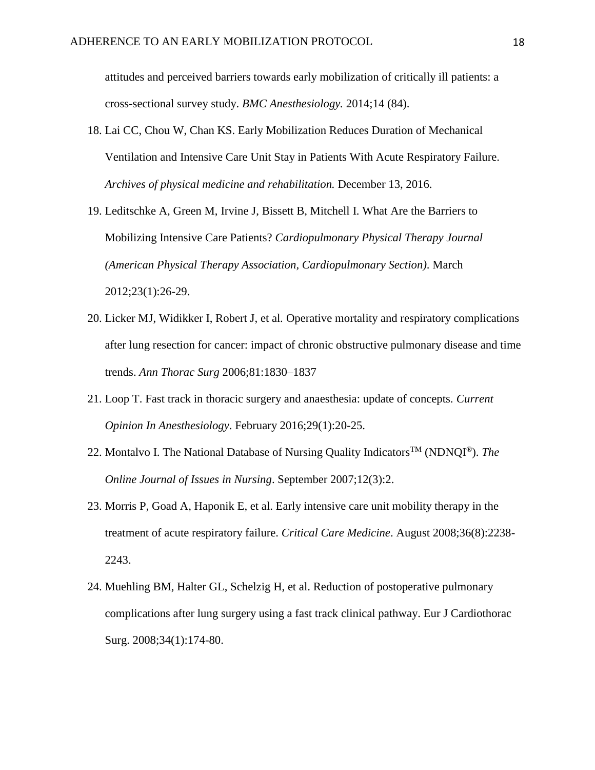attitudes and perceived barriers towards early mobilization of critically ill patients: a cross-sectional survey study. *BMC Anesthesiology.* 2014;14 (84).

18. Lai CC, Chou W, Chan KS. Early Mobilization Reduces Duration of Mechanical Ventilation and Intensive Care Unit Stay in Patients With Acute Respiratory Failure. *Archives of physical medicine and rehabilitation.* December 13, 2016.
19. Leditschke A, Green M, Irvine J, Bissett B, Mitchell I. What Are the Barriers to Mobilizing Intensive Care Patients? *Cardiopulmonary Physical Therapy Journal (American Physical Therapy Association, Cardiopulmonary Section)*. March 2012;23(1):26-29.
20. Licker MJ, Widikker I, Robert J, et al. Operative mortality and respiratory complications after lung resection for cancer: impact of chronic obstructive pulmonary disease and time trends. *Ann Thorac Surg* 2006;81:1830–1837
21. Loop T. Fast track in thoracic surgery and anaesthesia: update of concepts. *Current Opinion In Anesthesiology*. February 2016;29(1):20-25.
22. Montalvo I. The National Database of Nursing Quality Indicators™ (NDNQI®). *The Online Journal of Issues in Nursing*. September 2007;12(3):2.
23. Morris P, Goad A, Haponik E, et al. Early intensive care unit mobility therapy in the treatment of acute respiratory failure. *Critical Care Medicine*. August 2008;36(8):2238-2243.
24. Muehling BM, Halter GL, Schelzig H, et al. Reduction of postoperative pulmonary complications after lung surgery using a fast track clinical pathway. Eur J Cardiothorac Surg. 2008;34(1):174-80.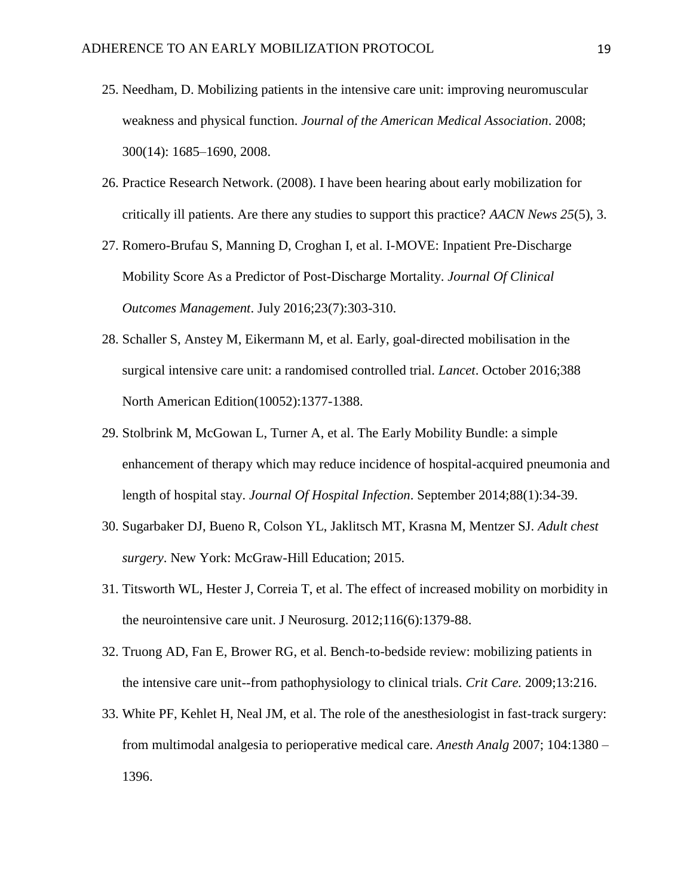25. Needham, D. Mobilizing patients in the intensive care unit: improving neuromuscular weakness and physical function. *Journal of the American Medical Association*. 2008; 300(14): 1685–1690, 2008.
26. Practice Research Network. (2008). I have been hearing about early mobilization for critically ill patients. Are there any studies to support this practice? *AACN News 25*(5), 3.
27. Romero-Brufau S, Manning D, Croghan I, et al. I-MOVE: Inpatient Pre-Discharge Mobility Score As a Predictor of Post-Discharge Mortality. *Journal Of Clinical Outcomes Management*. July 2016;23(7):303-310.
28. Schaller S, Anstey M, Eikermann M, et al. Early, goal-directed mobilisation in the surgical intensive care unit: a randomised controlled trial. *Lancet*. October 2016;388 North American Edition(10052):1377-1388.
29. Stolbrink M, McGowan L, Turner A, et al. The Early Mobility Bundle: a simple enhancement of therapy which may reduce incidence of hospital-acquired pneumonia and length of hospital stay. *Journal Of Hospital Infection*. September 2014;88(1):34-39.
30. Sugarbaker DJ, Bueno R, Colson YL, Jaklitsch MT, Krasna M, Mentzer SJ. *Adult chest surgery*. New York: McGraw-Hill Education; 2015.
31. Titsworth WL, Hester J, Correia T, et al. The effect of increased mobility on morbidity in the neurointensive care unit. J Neurosurg. 2012;116(6):1379-88.
32. Truong AD, Fan E, Brower RG, et al. Bench-to-bedside review: mobilizing patients in the intensive care unit--from pathophysiology to clinical trials. *Crit Care.* 2009;13:216.
33. White PF, Kehlet H, Neal JM, et al. The role of the anesthesiologist in fast-track surgery: from multimodal analgesia to perioperative medical care. *Anesth Analg* 2007; 104:1380 – 1396.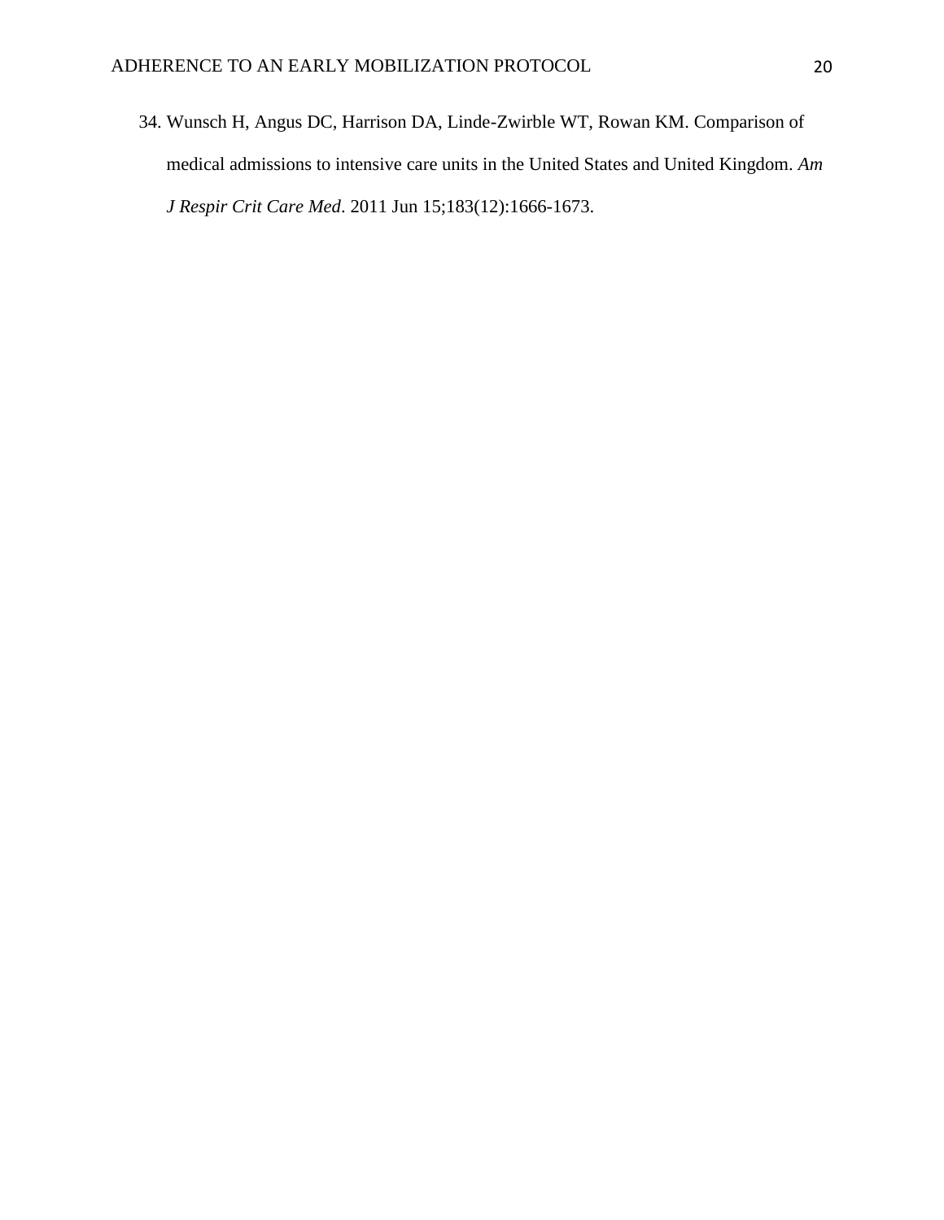34. Wunsch H, Angus DC, Harrison DA, Linde-Zwirble WT, Rowan KM. Comparison of medical admissions to intensive care units in the United States and United Kingdom. *Am J Respir Crit Care Med*. 2011 Jun 15;183(12):1666-1673.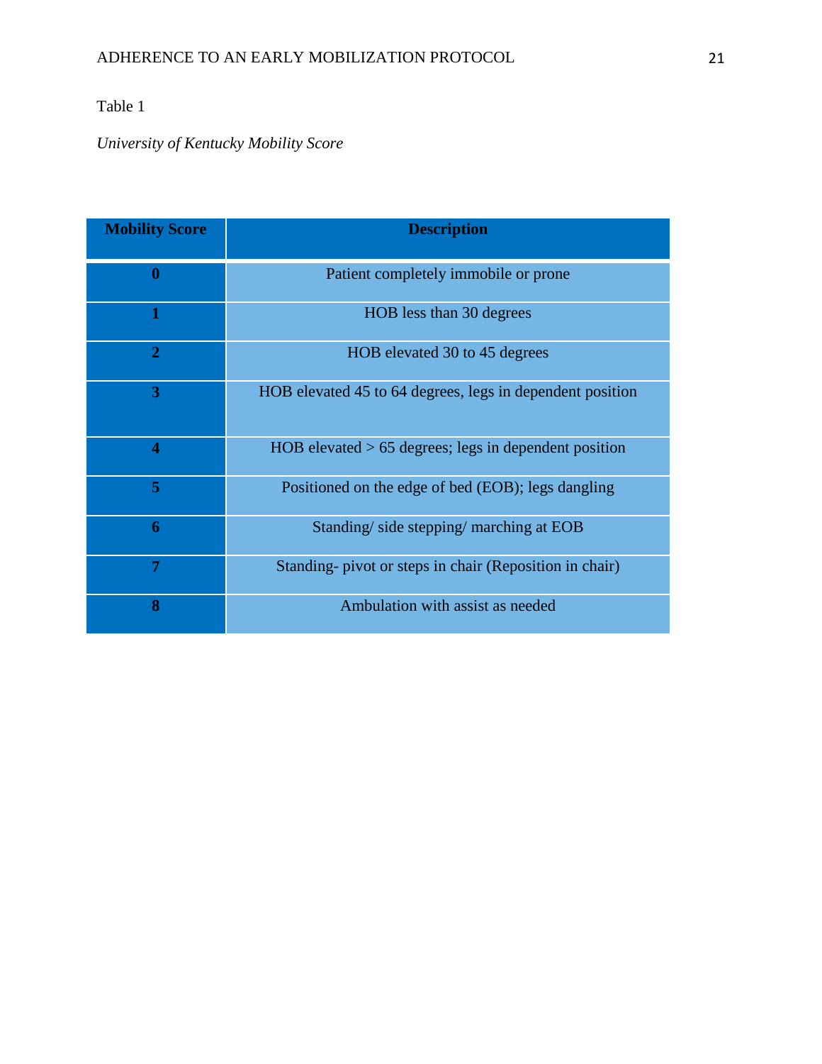Table 1

*University of Kentucky Mobility Score*

| Mobility Score | Description |
|---|---|
| **0** | Patient completely immobile or prone |
| **1** | HOB less than 30 degrees |
| **2** | HOB elevated 30 to 45 degrees |
| **3** | HOB elevated 45 to 64 degrees, legs in dependent position |
| **4** | HOB elevated > 65 degrees; legs in dependent position |
| **5** | Positioned on the edge of bed (EOB); legs dangling |
| **6** | Standing/ side stepping/ marching at EOB |
| **7** | Standing- pivot or steps in chair (Reposition in chair) |
| **8** | Ambulation with assist as needed |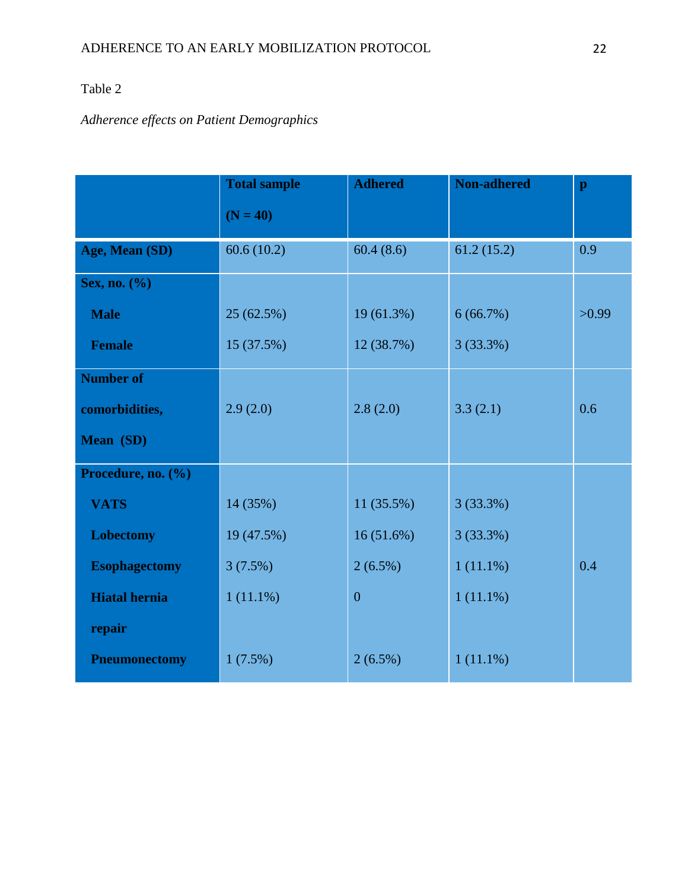Table 2

*Adherence effects on Patient Demographics*

| | Total sample (N = 40) | Adhered | Non-adhered | p |
|---|---|---|---|---|
| **Age, Mean (SD)** | 60.6 (10.2) | 60.4 (8.6) | 61.2 (15.2) | 0.9 |
| **Sex, no. (%)** | | | | |
| **Male** | 25 (62.5%) | 19 (61.3%) | 6 (66.7%) | >0.99 |
| **Female** | 15 (37.5%) | 12 (38.7%) | 3 (33.3%) | |
| **Number of comorbidities, Mean (SD)** | 2.9 (2.0) | 2.8 (2.0) | 3.3 (2.1) | 0.6 |
| **Procedure, no. (%)** | | | | |
| **VATS** | 14 (35%) | 11 (35.5%) | 3 (33.3%) | |
| **Lobectomy** | 19 (47.5%) | 16 (51.6%) | 3 (33.3%) | |
| **Esophagectomy** | 3 (7.5%) | 2 (6.5%) | 1 (11.1%) | 0.4 |
| **Hiatal hernia repair** | 1 (11.1%) | 0 | 1 (11.1%) | |
| **Pneumonectomy** | 1 (7.5%) | 2 (6.5%) | 1 (11.1%) | |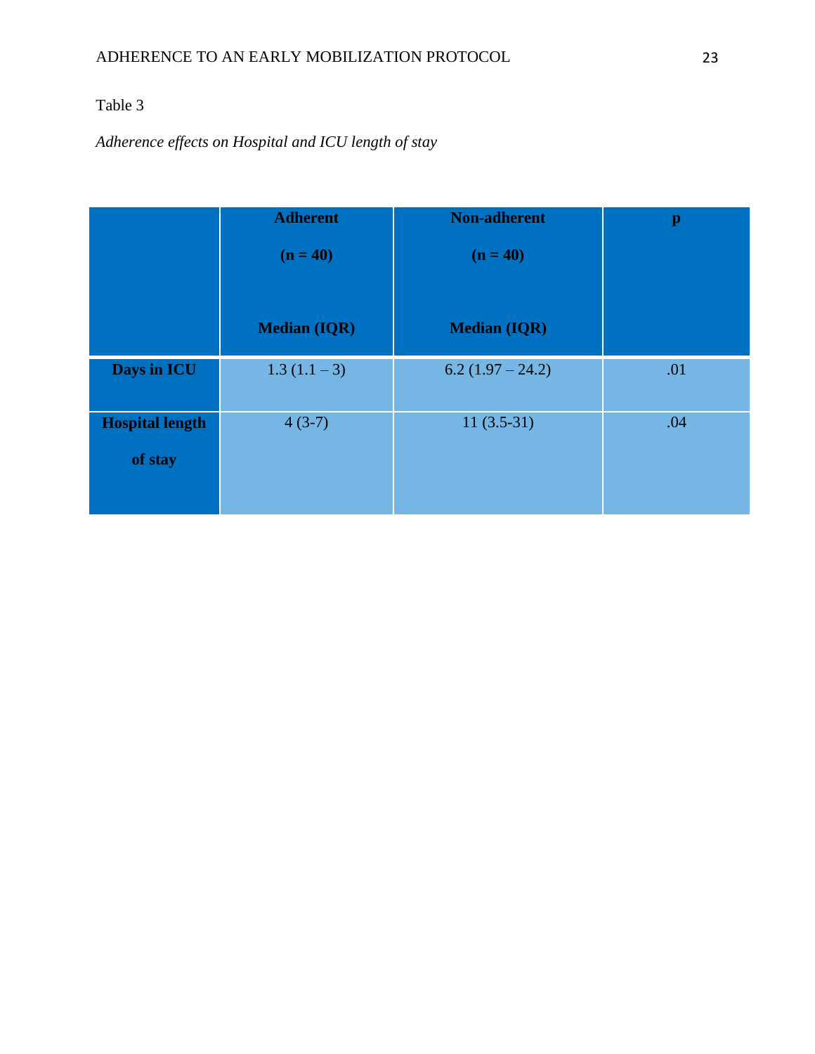Table 3

*Adherence effects on Hospital and ICU length of stay*

| | Adherent (n = 40) Median (IQR) | Non-adherent (n = 40) Median (IQR) | p |
|---|---|---|---|
| **Days in ICU** | 1.3 (1.1 – 3) | 6.2 (1.97 – 24.2) | .01 |
| **Hospital length of stay** | 4 (3-7) | 11 (3.5-31) | .04 |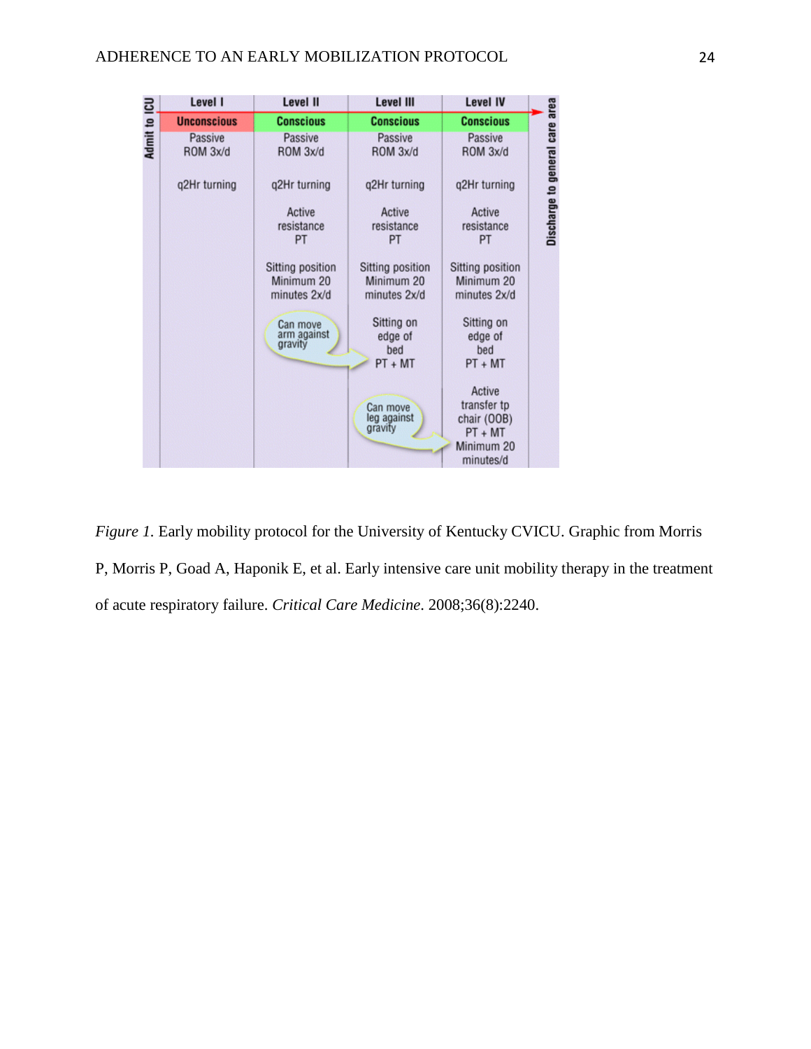Admit to ICU

| Level I | Level II | Level III | Level IV |
|---|---|---|---|
| Unconscious | Conscious | Conscious | Conscious |
| Passive ROM 3x/d | Passive ROM 3x/d | Passive ROM 3x/d | Passive ROM 3x/d |
| q2Hr turning | q2Hr turning | q2Hr turning | q2Hr turning |
| | Active resistance PT | Active resistance PT | Active resistance PT |
| | Sitting position Minimum 20 minutes 2x/d | Sitting position Minimum 20 minutes 2x/d | Sitting position Minimum 20 minutes 2x/d |
| | Can move arm against gravity | Sitting on edge of bed PT + MT | Sitting on edge of bed PT + MT |
| | | Can move leg against gravity | Active transfer tp chair (OOB) PT + MT Minimum 20 minutes/d |

Discharge to general care area

*Figure 1.* Early mobility protocol for the University of Kentucky CVICU. Graphic from Morris P, Morris P, Goad A, Haponik E, et al. Early intensive care unit mobility therapy in the treatment of acute respiratory failure. *Critical Care Medicine*. 2008;36(8):2240.